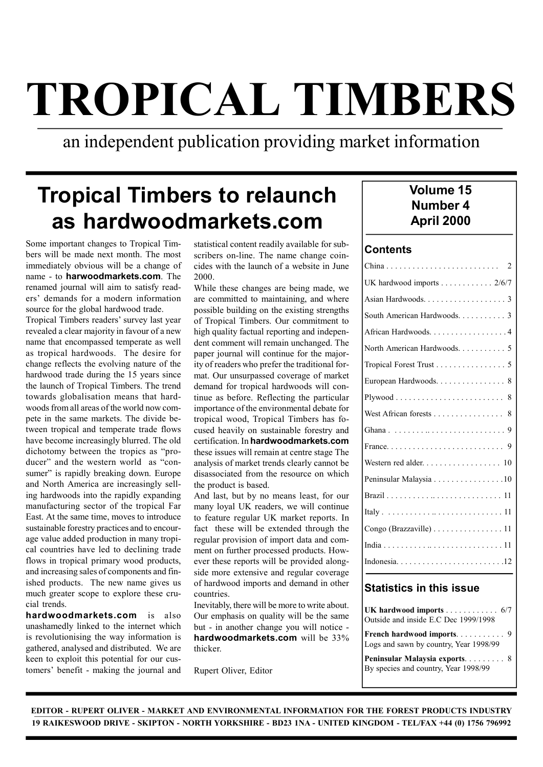# TROPICAL TIMBERS

an independent publication providing market information

## Tropical Timbers to relaunch as hardwoodmarkets.com

Some important changes to Tropical Timbers will be made next month. The most immediately obvious will be a change of name - to **harwoodmarkets.com**. The renamed journal will aim to satisfy readers' demands for a modern information source for the global hardwood trade.

Tropical Timbers readers' survey last year revealed a clear majority in favour of a new name that encompassed temperate as well as tropical hardwoods. The desire for change reflects the evolving nature of the hardwood trade during the 15 years since the launch of Tropical Timbers. The trend towards globalisation means that hardwoods from all areas of the world now compete in the same markets. The divide between tropical and temperate trade flows have become increasingly blurred. The old dichotomy between the tropics as "producer" and the western world as "consumer" is rapidly breaking down. Europe and North America are increasingly selling hardwoods into the rapidly expanding manufacturing sector of the tropical Far East. At the same time, moves to introduce sustainable forestry practices and to encourage value added production in many tropical countries have led to declining trade flows in tropical primary wood products, and increasing sales of components and finished products. The new name gives us much greater scope to explore these crucial trends.

**hardwoodmarkets.com** is also unashamedly linked to the internet which is revolutionising the way information is gathered, analysed and distributed. We are keen to exploit this potential for our customers' benefit - making the journal and statistical content readily available for subscribers on-line. The name change coincides with the launch of a website in June 2000.

While these changes are being made, we are committed to maintaining, and where possible building on the existing strengths of Tropical Timbers. Our commitment to high quality factual reporting and independent comment will remain unchanged. The paper journal will continue for the majority of readers who prefer the traditional format. Our unsurpassed coverage of market demand for tropical hardwoods will continue as before. Reflecting the particular importance of the environmental debate for tropical wood, Tropical Timbers has focused heavily on sustainable forestry and certification. In **hardwoodmarkets.com** these issues will remain at centre stage The analysis of market trends clearly cannot be disassociated from the resource on which the product is based.

And last, but by no means least, for our many loyal UK readers, we will continue to feature regular UK market reports. In fact these will be extended through the regular provision of import data and comment on further processed products. However these reports will be provided alongside more extensive and regular coverage of hardwood imports and demand in other countries.

Inevitably, there will be more to write about. Our emphasis on quality will be the same but - in another change you will notice - **hardwoodmarkets.com** will be 33% thicker.

Rupert Oliver, Editor

**Volume 15**
**Number 4**
**April 2000**

### Contents

- China . . . 2
- UK hardwood imports . . . 2/6/7
- Asian Hardwoods . . . 3
- South American Hardwoods . . . 3
- African Hardwoods . . . 4
- North American Hardwoods . . . 5
- Tropical Forest Trust . . . 5
- European Hardwoods . . . 8
- Plywood . . . 8
- West African forests . . . 8
- Ghana . . . 9
- France . . . 9
- Western red alder . . . 10
- Peninsular Malaysia . . . 10
- Brazil . . . 11
- Italy . . . 11
- Congo (Brazzaville) . . . 11
- India . . . 11
- Indonesia . . . 12

### Statistics in this issue

**UK hardwood imports** . . . 6/7
Outside and inside E.C Dec 1999/1998

**French hardwood imports** . . . 9
Logs and sawn by country, Year 1998/99

**Peninsular Malaysia exports** . . . 8
By species and country, Year 1998/99

EDITOR - RUPERT OLIVER - MARKET AND ENVIRONMENTAL INFORMATION FOR THE FOREST PRODUCTS INDUSTRY
19 RAIKESWOOD DRIVE - SKIPTON - NORTH YORKSHIRE - BD23 1NA - UNITED KINGDOM - TEL/FAX +44 (0) 1756 796992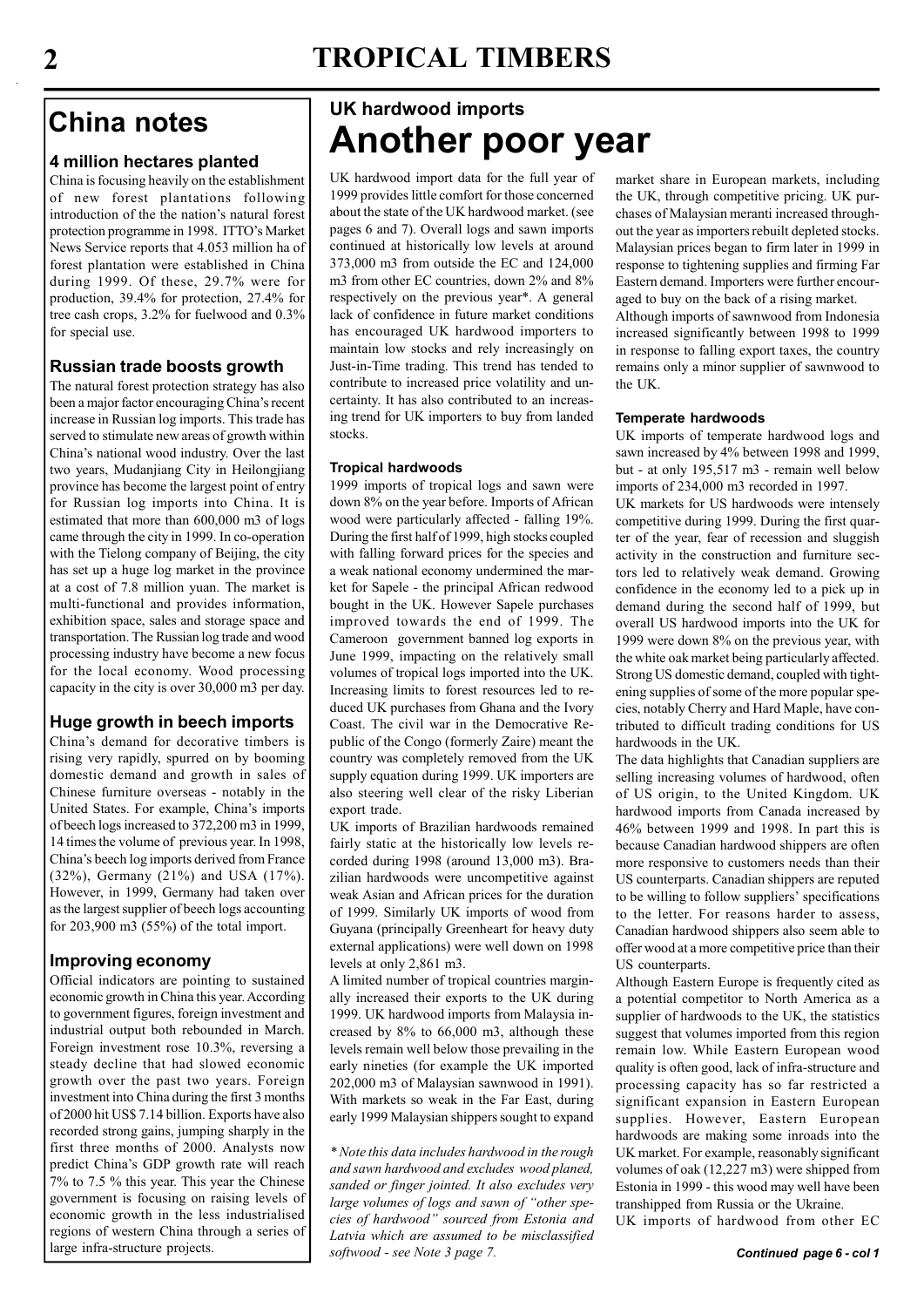## China notes

### 4 million hectares planted

China is focusing heavily on the establishment of new forest plantations following introduction of the the nation's natural forest protection programme in 1998. ITTO's Market News Service reports that 4.053 million ha of forest plantation were established in China during 1999. Of these, 29.7% were for production, 39.4% for protection, 27.4% for tree cash crops, 3.2% for fuelwood and 0.3% for special use.

### Russian trade boosts growth

The natural forest protection strategy has also been a major factor encouraging China's recent increase in Russian log imports. This trade has served to stimulate new areas of growth within China's national wood industry. Over the last two years, Mudanjiang City in Heilongjiang province has become the largest point of entry for Russian log imports into China. It is estimated that more than 600,000 m3 of logs came through the city in 1999. In co-operation with the Tielong company of Beijing, the city has set up a huge log market in the province at a cost of 7.8 million yuan. The market is multi-functional and provides information, exhibition space, sales and storage space and transportation. The Russian log trade and wood processing industry have become a new focus for the local economy. Wood processing capacity in the city is over 30,000 m3 per day.

### Huge growth in beech imports

China's demand for decorative timbers is rising very rapidly, spurred on by booming domestic demand and growth in sales of Chinese furniture overseas - notably in the United States. For example, China's imports of beech logs increased to 372,200 m3 in 1999, 14 times the volume of previous year. In 1998, China's beech log imports derived from France (32%), Germany (21%) and USA (17%). However, in 1999, Germany had taken over as the largest supplier of beech logs accounting for 203,900 m3 (55%) of the total import.

### Improving economy

Official indicators are pointing to sustained economic growth in China this year. According to government figures, foreign investment and industrial output both rebounded in March. Foreign investment rose 10.3%, reversing a steady decline that had slowed economic growth over the past two years. Foreign investment into China during the first 3 months of 2000 hit US$ 7.14 billion. Exports have also recorded strong gains, jumping sharply in the first three months of 2000. Analysts now predict China's GDP growth rate will reach 7% to 7.5 % this year. This year the Chinese government is focusing on raising levels of economic growth in the less industrialised regions of western China through a series of large infra-structure projects.

## UK hardwood imports

# Another poor year

UK hardwood import data for the full year of 1999 provides little comfort for those concerned about the state of the UK hardwood market. (see pages 6 and 7). Overall logs and sawn imports continued at historically low levels at around 373,000 m3 from outside the EC and 124,000 m3 from other EC countries, down 2% and 8% respectively on the previous year*. A general lack of confidence in future market conditions has encouraged UK hardwood importers to maintain low stocks and rely increasingly on Just-in-Time trading. This trend has tended to contribute to increased price volatility and uncertainty. It has also contributed to an increasing trend for UK importers to buy from landed stocks.

#### Tropical hardwoods

1999 imports of tropical logs and sawn were down 8% on the year before. Imports of African wood were particularly affected - falling 19%. During the first half of 1999, high stocks coupled with falling forward prices for the species and a weak national economy undermined the market for Sapele - the principal African redwood bought in the UK. However Sapele purchases improved towards the end of 1999. The Cameroon government banned log exports in June 1999, impacting on the relatively small volumes of tropical logs imported into the UK. Increasing limits to forest resources led to reduced UK purchases from Ghana and the Ivory Coast. The civil war in the Democratic Republic of the Congo (formerly Zaire) meant the country was completely removed from the UK supply equation during 1999. UK importers are also steering well clear of the risky Liberian export trade.

UK imports of Brazilian hardwoods remained fairly static at the historically low levels recorded during 1998 (around 13,000 m3). Brazilian hardwoods were uncompetitive against weak Asian and African prices for the duration of 1999. Similarly UK imports of wood from Guyana (principally Greenheart for heavy duty external applications) were well down on 1998 levels at only 2,861 m3.

A limited number of tropical countries marginally increased their exports to the UK during 1999. UK hardwood imports from Malaysia increased by 8% to 66,000 m3, although these levels remain well below those prevailing in the early nineties (for example the UK imported 202,000 m3 of Malaysian sawnwood in 1991). With markets so weak in the Far East, during early 1999 Malaysian shippers sought to expand market share in European markets, including the UK, through competitive pricing. UK purchases of Malaysian meranti increased throughout the year as importers rebuilt depleted stocks. Malaysian prices began to firm later in 1999 in response to tightening supplies and firming Far Eastern demand. Importers were further encouraged to buy on the back of a rising market.

Although imports of sawnwood from Indonesia increased significantly between 1998 to 1999 in response to falling export taxes, the country remains only a minor supplier of sawnwood to the UK.

#### Temperate hardwoods

UK imports of temperate hardwood logs and sawn increased by 4% between 1998 and 1999, but - at only 195,517 m3 - remain well below imports of 234,000 m3 recorded in 1997.

UK markets for US hardwoods were intensely competitive during 1999. During the first quarter of the year, fear of recession and sluggish activity in the construction and furniture sectors led to relatively weak demand. Growing confidence in the economy led to a pick up in demand during the second half of 1999, but overall US hardwood imports into the UK for 1999 were down 8% on the previous year, with the white oak market being particularly affected. Strong US domestic demand, coupled with tightening supplies of some of the more popular species, notably Cherry and Hard Maple, have contributed to difficult trading conditions for US hardwoods in the UK.

The data highlights that Canadian suppliers are selling increasing volumes of hardwood, often of US origin, to the United Kingdom. UK hardwood imports from Canada increased by 46% between 1999 and 1998. In part this is because Canadian hardwood shippers are often more responsive to customers needs than their US counterparts. Canadian shippers are reputed to be willing to follow suppliers' specifications to the letter. For reasons harder to assess, Canadian hardwood shippers also seem able to offer wood at a more competitive price than their US counterparts.

Although Eastern Europe is frequently cited as a potential competitor to North America as a supplier of hardwoods to the UK, the statistics suggest that volumes imported from this region remain low. While Eastern European wood quality is often good, lack of infra-structure and processing capacity has so far restricted a significant expansion in Eastern European supplies. However, Eastern European hardwoods are making some inroads into the UK market. For example, reasonably significant volumes of oak (12,227 m3) were shipped from Estonia in 1999 - this wood may well have been transhipped from Russia or the Ukraine.

UK imports of hardwood from other EC

*Continued page 6 - col 1*

*\* Note this data includes hardwood in the rough and sawn hardwood and excludes wood planed, sanded or finger jointed. It also excludes very large volumes of logs and sawn of "other species of hardwood" sourced from Estonia and Latvia which are assumed to be misclassified softwood - see Note 3 page 7.*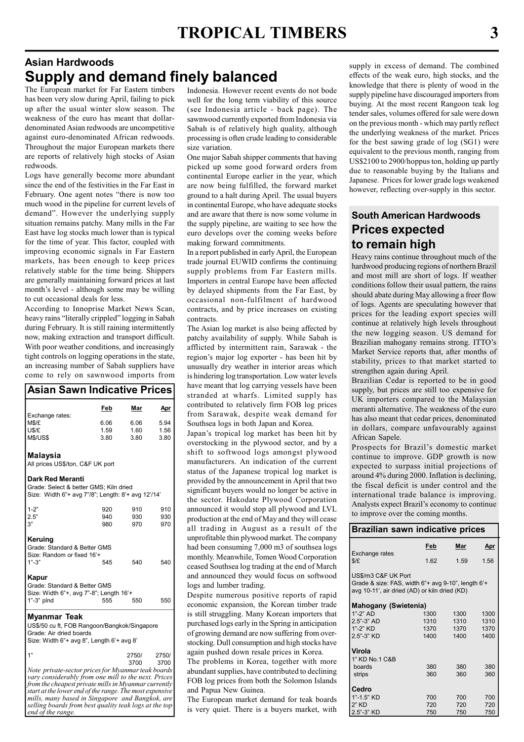## Asian Hardwoods

# Supply and demand finely balanced

The European market for Far Eastern timbers has been very slow during April, failing to pick up after the usual winter slow season. The weakness of the euro has meant that dollar-denominated Asian redwoods are uncompetitive against euro-denominated African redwoods. Throughout the major European markets there are reports of relatively high stocks of Asian redwoods.

Logs have generally become more abundant since the end of the festivities in the Far East in February. One agent notes "there is now too much wood in the pipeline for current levels of demand". However the underlying supply situation remains patchy. Many mills in the Far East have log stocks much lower than is typical for the time of year. This factor, coupled with improving economic signals in Far Eastern markets, has been enough to keep prices relatively stable for the time being. Shippers are generally maintaining forward prices at last month's level - although some may be willing to cut occasional deals for less.

According to Innoprise Market News Scan, heavy rains "literally crippled" logging in Sabah during February. It is still raining intermittently now, making extraction and transport difficult. With poor weather conditions, and increasingly tight controls on logging operations in the state, an increasing number of Sabah suppliers have come to rely on sawnwood imports from Indonesia. However recent events do not bode well for the long term viability of this source (see Indonesia article - back page). The sawnwood currently exported from Indonesia via Sabah is of relatively high quality, although processing is often crude leading to considerable size variation.

One major Sabah shipper comments that having picked up some good forward orders from continental Europe earlier in the year, which are now being fulfilled, the forward market ground to a halt during April. The usual buyers in continental Europe, who have adequate stocks and are aware that there is now some volume in the supply pipeline, are waiting to see how the euro develops over the coming weeks before making forward commitments.

In a report published in early April, the European trade journal EUWID confirms the continuing supply problems from Far Eastern mills. Importers in central Europe have been affected by delayed shipments from the Far East, by occasional non-fulfilment of hardwood contracts, and by price increases on existing contracts.

The Asian log market is also being affected by patchy availability of supply. While Sabah is afflicted by intermittent rain, Sarawak - the region's major log exporter - has been hit by unusually dry weather in interior areas which is hindering log transportation. Low water levels have meant that log carrying vessels have been stranded at wharfs. Limited supply has contributed to relatively firm FOB log prices from Sarawak, despite weak demand for Southsea logs in both Japan and Korea.

Japan's tropical log market has been hit by overstocking in the plywood sector, and by a shift to softwood logs amongst plywood manufacturers. An indication of the current status of the Japanese tropical log market is provided by the announcement in April that two significant buyers would no longer be active in the sector. Hakodate Plywood Corporation announced it would stop all plywood and LVL production at the end of May and they will cease all trading in August as a result of the unprofitable thin plywood market. The company had been consuming 7,000 m3 of southsea logs monthly. Meanwhile, Tomen Wood Corporation ceased Southsea log trading at the end of March and announced they would focus on softwood logs and lumber trading.

Despite numerous positive reports of rapid economic expansion, the Korean timber trade is still struggling. Many Korean importers that purchased logs early in the Spring in anticipation of growing demand are now suffering from over-stocking. Dull consumption and high stocks have again pushed down resale prices in Korea.

The problems in Korea, together with more abundant supplies, have contributed to declining FOB log prices from both the Solomon Islands and Papua New Guinea.

The European market demand for teak boards is very quiet. There is a buyers market, with supply in excess of demand. The combined effects of the weak euro, high stocks, and the knowledge that there is plenty of wood in the supply pipeline have discouraged importers from buying. At the most recent Rangoon teak log tender sales, volumes offered for sale were down on the previous month - which may partly reflect the underlying weakness of the market. Prices for the best sawing grade of log (SG1) were equivalent to the previous month, ranging from US$2100 to 2900/hoppus ton, holding up partly due to reasonable buying by the Italians and Japanese. Prices for lower grade logs weakened however, reflecting over-supply in this sector.

### Asian Sawn Indicative Prices

| | Feb | Mar | Apr |
|---|---|---|---|
| **Exchange rates:** | | | |
| M$/£ | 6.06 | 6.06 | 5.94 |
| U$/£ | 1.59 | 1.60 | 1.56 |
| M$/US$ | 3.80 | 3.80 | 3.80 |
| **Malaysia** | | | |
| All prices US$/ton, C&F UK port | | | |
| **Dark Red Meranti** | | | |
| Grade: Select & better GMS; Kiln dried | | | |
| Size: Width 6"+ avg 7"/8"; Length: 8'+ avg 12'/14' | | | |
| 1-2" | 920 | 910 | 910 |
| 2.5" | 940 | 930 | 930 |
| 3" | 980 | 970 | 970 |
| **Keruing** | | | |
| Grade: Standard & Better GMS | | | |
| Size: Random or fixed 16'+ | | | |
| 1"-3" | 545 | 540 | 540 |
| **Kapur** | | | |
| Grade: Standard & Better GMS | | | |
| Size: Width 6"+, avg 7"-8"; Length 16'+ | | | |
| 1"-3" plnd | 555 | 550 | 550 |
| **Myanmar Teak** | | | |
| US$/50 cu ft, FOB Rangoon/Bangkok/Singapore | | | |
| Grade: Air dried boards | | | |
| Size: Width 6"+ avg 8", Length 6'+ avg 8' | | | |
| 1" | | 2750/ 3700 | 2750/ 3700 |

*Note private-sector prices for Myanmar teak boards vary considerably from one mill to the next. Prices from the cheapest private mills in Myanmar currently start at the lower end of the range. The most expensive mills, many based in Singapore and Bangkok, are selling boards from best quality teak logs at the top end of the range.*

## South American Hardwoods

# Prices expected to remain high

Heavy rains continue throughout much of the hardwood producing regions of northern Brazil and most mill are short of logs. If weather conditions follow their usual pattern, the rains should abate during May allowing a freer flow of logs. Agents are speculating however that prices for the leading export species will continue at relatively high levels throughout the new logging season. US demand for Brazilian mahogany remains strong. ITTO's Market Service reports that, after months of stability, prices to that market started to strengthen again during April.

Brazilian Cedar is reported to be in good supply, but prices are still too expensive for UK importers compared to the Malaysian meranti alternative. The weakness of the euro has also meant that cedar prices, denominated in dollars, compare unfavourably against African Sapele.

Prospects for Brazil's domestic market continue to improve. GDP growth is now expected to surpass initial projections of around 4% during 2000. Inflation is declining, the fiscal deficit is under control and the international trade balance is improving. Analysts expect Brazil's economy to continue to improve over the coming months.

### Brazilian sawn indicative prices

| | Feb | Mar | Apr |
|---|---|---|---|
| **Exchange rates** | | | |
| $/£ | 1.62 | 1.59 | 1.56 |
| US$/m3 C&F UK Port | | | |
| Grade & size: FAS, width 6"+ avg 9-10", length 6'+ avg 10-11', air dried (AD) or kiln dried (KD) | | | |
| **Mahogany (Swietenia)** | | | |
| 1"-2" AD | 1300 | 1300 | 1300 |
| 2.5"-3" AD | 1310 | 1310 | 1310 |
| 1"-2" KD | 1370 | 1370 | 1370 |
| 2.5"-3" KD | 1400 | 1400 | 1400 |
| **Virola** | | | |
| 1" KD No.1 C&B | | | |
| boards | 380 | 380 | 380 |
| strips | 360 | 360 | 360 |
| **Cedro** | | | |
| 1"-1.5" KD | 700 | 700 | 700 |
| 2" KD | 720 | 720 | 720 |
| 2.5"-3" KD | 750 | 750 | 750 |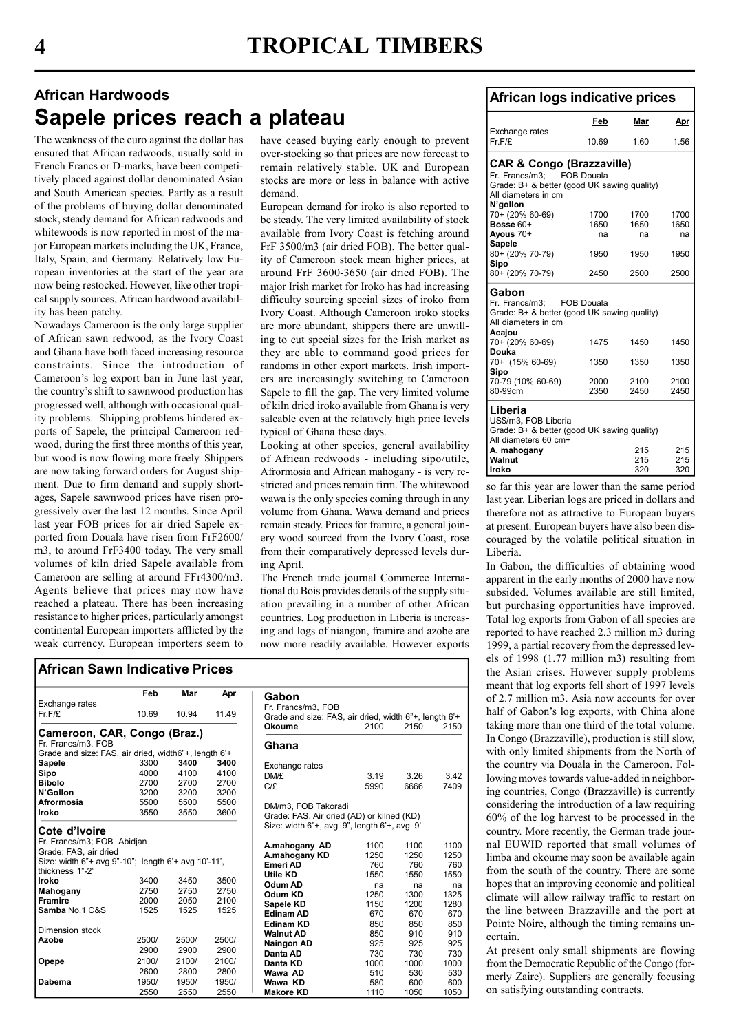## African Hardwoods

# Sapele prices reach a plateau

The weakness of the euro against the dollar has ensured that African redwoods, usually sold in French Francs or D-marks, have been competitively placed against dollar denominated Asian and South American species. Partly as a result of the problems of buying dollar denominated stock, steady demand for African redwoods and whitewoods is now reported in most of the major European markets including the UK, France, Italy, Spain, and Germany. Relatively low European inventories at the start of the year are now being restocked. However, like other tropical supply sources, African hardwood availability has been patchy.

Nowadays Cameroon is the only large supplier of African sawn redwood, as the Ivory Coast and Ghana have both faced increasing resource constraints. Since the introduction of Cameroon's log export ban in June last year, the country's shift to sawnwood production has progressed well, although with occasional quality problems. Shipping problems hindered exports of Sapele, the principal Cameroon redwood, during the first three months of this year, but wood is now flowing more freely. Shippers are now taking forward orders for August shipment. Due to firm demand and supply shortages, Sapele sawnwood prices have risen progressively over the last 12 months. Since April last year FOB prices for air dried Sapele exported from Douala have risen from FrF2600/m3, to around FrF3400 today. The very small volumes of kiln dried Sapele available from Cameroon are selling at around FFr4300/m3. Agents believe that prices may now have reached a plateau. There has been increasing resistance to higher prices, particularly amongst continental European importers afflicted by the weak currency. European importers seem to have ceased buying early enough to prevent over-stocking so that prices are now forecast to remain relatively stable. UK and European stocks are more or less in balance with active demand.

European demand for iroko is also reported to be steady. The very limited availability of stock available from Ivory Coast is fetching around FrF 3500/m3 (air dried FOB). The better quality of Cameroon stock mean higher prices, at around FrF 3600-3650 (air dried FOB). The major Irish market for Iroko has had increasing difficulty sourcing special sizes of iroko from Ivory Coast. Although Cameroon iroko stocks are more abundant, shippers there are unwilling to cut special sizes for the Irish market as they are able to command good prices for randoms in other export markets. Irish importers are increasingly switching to Cameroon Sapele to fill the gap. The very limited volume of kiln dried iroko available from Ghana is very saleable even at the relatively high price levels typical of Ghana these days.

Looking at other species, general availability of African redwoods - including sipo/utile, Afrormosia and African mahogany - is very restricted and prices remain firm. The whitewood wawa is the only species coming through in any volume from Ghana. Wawa demand and prices remain steady. Prices for framire, a general joinery wood sourced from the Ivory Coast, rose from their comparatively depressed levels during April.

The French trade journal Commerce International du Bois provides details of the supply situation prevailing in a number of other African countries. Log production in Liberia is increasing and logs of niangon, framire and azobe are now more readily available. However exports so far this year are lower than the same period last year. Liberian logs are priced in dollars and therefore not as attractive to European buyers at present. European buyers have also been discouraged by the volatile political situation in Liberia.

In Gabon, the difficulties of obtaining wood apparent in the early months of 2000 have now subsided. Volumes available are still limited, but purchasing opportunities have improved. Total log exports from Gabon of all species are reported to have reached 2.3 million m3 during 1999, a partial recovery from the depressed levels of 1998 (1.77 million m3) resulting from the Asian crises. However supply problems meant that log exports fell short of 1997 levels of 2.7 million m3. Asia now accounts for over half of Gabon's log exports, with China alone taking more than one third of the total volume.

In Congo (Brazzaville), production is still slow, with only limited shipments from the North of the country via Douala in the Cameroon. Following moves towards value-added in neighboring countries, Congo (Brazzaville) is currently considering the introduction of a law requiring 60% of the log harvest to be processed in the country. More recently, the German trade journal EUWID reported that small volumes of limba and okoume may soon be available again from the south of the country. There are some hopes that an improving economic and political climate will allow railway traffic to restart on the line between Brazzaville and the port at Pointe Noire, although the timing remains uncertain.

At present only small shipments are flowing from the Democratic Republic of the Congo (formerly Zaire). Suppliers are generally focusing on satisfying outstanding contracts.

## African logs indicative prices

| | Feb | Mar | Apr |
|---|---|---|---|
| Exchange rates Fr.F/£ | 10.69 | 1.60 | 1.56 |
| **CAR & Congo (Brazzaville)** | | | |
| Fr. Francs/m3; FOB Douala | | | |
| Grade: B+ & better (good UK sawing quality) | | | |
| All diameters in cm | | | |
| **N'gollon** | | | |
| 70+ (20% 60-69) | 1700 | 1700 | 1700 |
| **Bosse** 60+ | 1650 | 1650 | 1650 |
| **Ayous** 70+ | na | na | na |
| **Sapele** | | | |
| 80+ (20% 70-79) | 1950 | 1950 | 1950 |
| **Sipo** | | | |
| 80+ (20% 70-79) | 2450 | 2500 | 2500 |
| **Gabon** | | | |
| Fr. Francs/m3; FOB Douala | | | |
| Grade: B+ & better (good UK sawing quality) | | | |
| All diameters in cm | | | |
| **Acajou** | | | |
| 70+ (20% 60-69) | 1475 | 1450 | 1450 |
| **Douka** | | | |
| 70+ (15% 60-69) | 1350 | 1350 | 1350 |
| **Sipo** | | | |
| 70-79 (10% 60-69) | 2000 | 2100 | 2100 |
| 80-99cm | 2350 | 2450 | 2450 |
| **Liberia** | | | |
| US$/m3, FOB Liberia | | | |
| Grade: B+ & better (good UK sawing quality) | | | |
| All diameters 60 cm+ | | | |
| **A. mahogany** | | 215 | 215 |
| **Walnut** | | 215 | 215 |
| **Iroko** | | 320 | 320 |

## African Sawn Indicative Prices

| | Feb | Mar | Apr |
|---|---|---|---|
| Exchange rates Fr.F/£ | 10.69 | 10.94 | 11.49 |
| **Cameroon, CAR, Congo (Braz.)** | | | |
| Fr. Francs/m3, FOB | | | |
| Grade and size: FAS, air dried, width6"+, length 6'+ | | | |
| **Sapele** | 3300 | **3400** | **3400** |
| **Sipo** | 4000 | 4100 | 4100 |
| **Bibolo** | 2700 | 2700 | 2700 |
| **N'Gollon** | 3200 | 3200 | 3200 |
| **Afrormosia** | 5500 | 5500 | 5500 |
| **Iroko** | 3550 | 3550 | 3600 |
| **Cote d'Ivoire** | | | |
| Fr. Francs/m3; FOB Abidjan | | | |
| Grade: FAS, air dried | | | |
| Size: width 6"+ avg 9"-10"; length 6'+ avg 10'-11', thickness 1"-2" | | | |
| **Iroko** | 3400 | 3450 | 3500 |
| **Mahogany** | 2750 | 2750 | 2750 |
| **Framire** | 2000 | 2050 | 2100 |
| **Samba** No.1 C&S | 1525 | 1525 | 1525 |
| Dimension stock | | | |
| **Azobe** | 2500/2900 | 2500/2900 | 2500/2900 |
| **Opepe** | 2100/2600 | 2100/2800 | 2100/2800 |
| **Dabema** | 1950/2550 | 1950/2550 | 1950/2550 |
| **Gabon** | | | |
| Fr. Francs/m3, FOB | | | |
| Grade and size: FAS, air dried, width 6"+, length 6'+ | | | |
| **Okoume** | 2100 | 2150 | 2150 |
| **Ghana** | | | |
| Exchange rates DM/£ | 3.19 | 3.26 | 3.42 |
| C/£ | 5990 | 6666 | 7409 |
| DM/m3, FOB Takoradi | | | |
| Grade: FAS, Air dried (AD) or kilned (KD) | | | |
| Size: width 6"+, avg 9", length 6'+, avg 9' | | | |
| **A.mahogany AD** | 1100 | 1100 | 1100 |
| **A.mahogany KD** | 1250 | 1250 | 1250 |
| **Emeri AD** | 760 | 760 | 760 |
| **Utile KD** | 1550 | 1550 | 1550 |
| **Odum AD** | na | na | na |
| **Odum KD** | 1250 | 1300 | 1325 |
| **Sapele KD** | 1150 | 1200 | 1280 |
| **Edinam AD** | 670 | 670 | 670 |
| **Edinam KD** | 850 | 850 | 850 |
| **Walnut AD** | 850 | 910 | 910 |
| **Naingon AD** | 925 | 925 | 925 |
| **Danta AD** | 730 | 730 | 730 |
| **Danta KD** | 1000 | 1000 | 1000 |
| **Wawa AD** | 510 | 530 | 530 |
| **Wawa KD** | 580 | 600 | 600 |
| **Makore KD** | 1110 | 1050 | 1050 |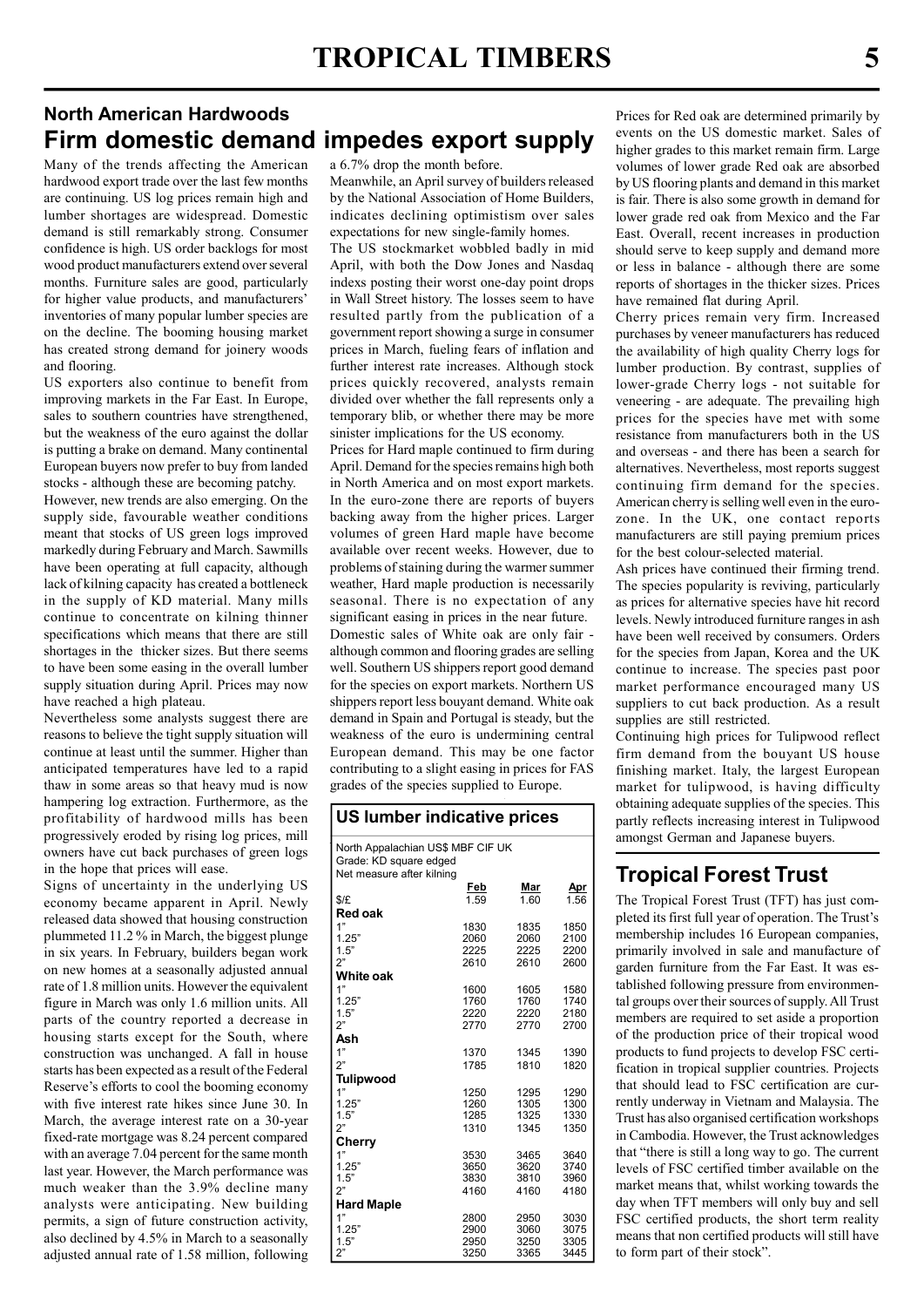## North American Hardwoods

# Firm domestic demand impedes export supply

Many of the trends affecting the American hardwood export trade over the last few months are continuing. US log prices remain high and lumber shortages are widespread. Domestic demand is still remarkably strong. Consumer confidence is high. US order backlogs for most wood product manufacturers extend over several months. Furniture sales are good, particularly for higher value products, and manufacturers' inventories of many popular lumber species are on the decline. The booming housing market has created strong demand for joinery woods and flooring.

US exporters also continue to benefit from improving markets in the Far East. In Europe, sales to southern countries have strengthened, but the weakness of the euro against the dollar is putting a brake on demand. Many continental European buyers now prefer to buy from landed stocks - although these are becoming patchy.

However, new trends are also emerging. On the supply side, favourable weather conditions meant that stocks of US green logs improved markedly during February and March. Sawmills have been operating at full capacity, although lack of kilning capacity has created a bottleneck in the supply of KD material. Many mills continue to concentrate on kilning thinner specifications which means that there are still shortages in the thicker sizes. But there seems to have been some easing in the overall lumber supply situation during April. Prices may now have reached a high plateau.

Nevertheless some analysts suggest there are reasons to believe the tight supply situation will continue at least until the summer. Higher than anticipated temperatures have led to a rapid thaw in some areas so that heavy mud is now hampering log extraction. Furthermore, as the profitability of hardwood mills has been progressively eroded by rising log prices, mill owners have cut back purchases of green logs in the hope that prices will ease.

Signs of uncertainty in the underlying US economy became apparent in April. Newly released data showed that housing construction plummeted 11.2 % in March, the biggest plunge in six years. In February, builders began work on new homes at a seasonally adjusted annual rate of 1.8 million units. However the equivalent figure in March was only 1.6 million units. All parts of the country reported a decrease in housing starts except for the South, where construction was unchanged. A fall in house starts has been expected as a result of the Federal Reserve's efforts to cool the booming economy with five interest rate hikes since June 30. In March, the average interest rate on a 30-year fixed-rate mortgage was 8.24 percent compared with an average 7.04 percent for the same month last year. However, the March performance was much weaker than the 3.9% decline many analysts were anticipating. New building permits, a sign of future construction activity, also declined by 4.5% in March to a seasonally adjusted annual rate of 1.58 million, following a 6.7% drop the month before.

Meanwhile, an April survey of builders released by the National Association of Home Builders, indicates declining optimism over sales expectations for new single-family homes.

The US stockmarket wobbled badly in mid April, with both the Dow Jones and Nasdaq indexs posting their worst one-day point drops in Wall Street history. The losses seem to have resulted partly from the publication of a government report showing a surge in consumer prices in March, fueling fears of inflation and further interest rate increases. Although stock prices quickly recovered, analysts remain divided over whether the fall represents only a temporary blib, or whether there may be more sinister implications for the US economy.

Prices for Hard maple continued to firm during April. Demand for the species remains high both in North America and on most export markets. In the euro-zone there are reports of buyers backing away from the higher prices. Larger volumes of green Hard maple have become available over recent weeks. However, due to problems of staining during the warmer summer weather, Hard maple production is necessarily seasonal. There is no expectation of any significant easing in prices in the near future.

Domestic sales of White oak are only fair - although common and flooring grades are selling well. Southern US shippers report good demand for the species on export markets. Northern US shippers report less bouyant demand. White oak demand in Spain and Portugal is steady, but the weakness of the euro is undermining central European demand. This may be one factor contributing to a slight easing in prices for FAS grades of the species supplied to Europe.

### US lumber indicative prices

North Appalachian US$ MBF CIF UK
Grade: KD square edged
Net measure after kilning

| | Feb | Mar | Apr |
|---|---|---|---|
| $/£ | 1.59 | 1.60 | 1.56 |
| **Red oak** | | | |
| 1" | 1830 | 1835 | 1850 |
| 1.25" | 2060 | 2060 | 2100 |
| 1.5" | 2225 | 2225 | 2200 |
| 2" | 2610 | 2610 | 2600 |
| **White oak** | | | |
| 1" | 1600 | 1605 | 1580 |
| 1.25" | 1760 | 1760 | 1740 |
| 1.5" | 2220 | 2220 | 2180 |
| 2" | 2770 | 2770 | 2700 |
| **Ash** | | | |
| 1" | 1370 | 1345 | 1390 |
| 2" | 1785 | 1810 | 1820 |
| **Tulipwood** | | | |
| 1" | 1250 | 1295 | 1290 |
| 1.25" | 1260 | 1305 | 1300 |
| 1.5" | 1285 | 1325 | 1330 |
| 2" | 1310 | 1345 | 1350 |
| **Cherry** | | | |
| 1" | 3530 | 3465 | 3640 |
| 1.25" | 3650 | 3620 | 3740 |
| 1.5" | 3830 | 3810 | 3960 |
| 2" | 4160 | 4160 | 4180 |
| **Hard Maple** | | | |
| 1" | 2800 | 2950 | 3030 |
| 1.25" | 2900 | 3060 | 3075 |
| 1.5" | 2950 | 3250 | 3305 |
| 2" | 3250 | 3365 | 3445 |

Prices for Red oak are determined primarily by events on the US domestic market. Sales of higher grades to this market remain firm. Large volumes of lower grade Red oak are absorbed by US flooring plants and demand in this market is fair. There is also some growth in demand for lower grade red oak from Mexico and the Far East. Overall, recent increases in production should serve to keep supply and demand more or less in balance - although there are some reports of shortages in the thicker sizes. Prices have remained flat during April.

Cherry prices remain very firm. Increased purchases by veneer manufacturers has reduced the availability of high quality Cherry logs for lumber production. By contrast, supplies of lower-grade Cherry logs - not suitable for veneering - are adequate. The prevailing high prices for the species have met with some resistance from manufacturers both in the US and overseas - and there has been a search for alternatives. Nevertheless, most reports suggest continuing firm demand for the species. American cherry is selling well even in the euro-zone. In the UK, one contact reports manufacturers are still paying premium prices for the best colour-selected material.

Ash prices have continued their firming trend. The species popularity is reviving, particularly as prices for alternative species have hit record levels. Newly introduced furniture ranges in ash have been well received by consumers. Orders for the species from Japan, Korea and the UK continue to increase. The species past poor market performance encouraged many US suppliers to cut back production. As a result supplies are still restricted.

Continuing high prices for Tulipwood reflect firm demand from the bouyant US house finishing market. Italy, the largest European market for tulipwood, is having difficulty obtaining adequate supplies of the species. This partly reflects increasing interest in Tulipwood amongst German and Japanese buyers.

## Tropical Forest Trust

The Tropical Forest Trust (TFT) has just completed its first full year of operation. The Trust's membership includes 16 European companies, primarily involved in sale and manufacture of garden furniture from the Far East. It was established following pressure from environmental groups over their sources of supply. All Trust members are required to set aside a proportion of the production price of their tropical wood products to fund projects to develop FSC certification in tropical supplier countries. Projects that should lead to FSC certification are currently underway in Vietnam and Malaysia. The Trust has also organised certification workshops in Cambodia. However, the Trust acknowledges that "there is still a long way to go. The current levels of FSC certified timber available on the market means that, whilst working towards the day when TFT members will only buy and sell FSC certified products, the short term reality means that non certified products will still have to form part of their stock".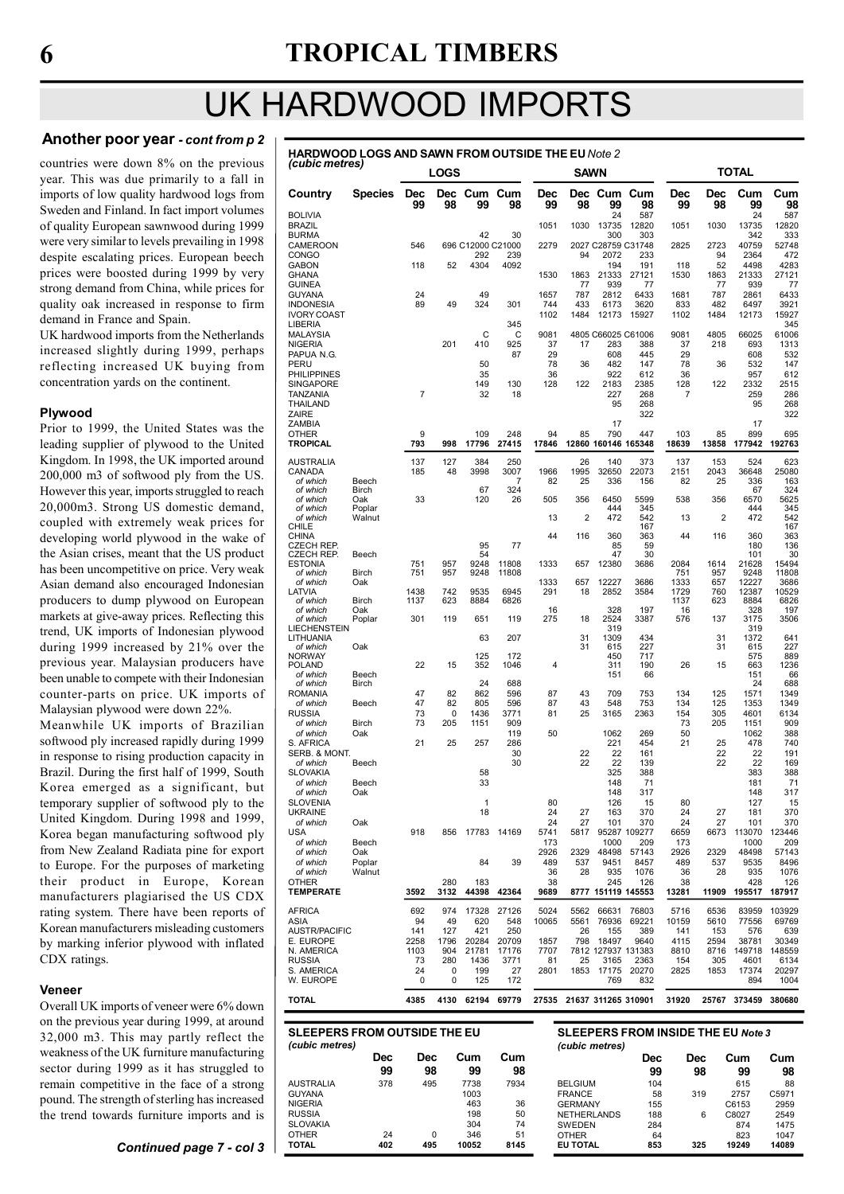# UK HARDWOOD IMPORTS

### Another poor year *- cont from p 2*

countries were down 8% on the previous year. This was due primarily to a fall in imports of low quality hardwood logs from Sweden and Finland. In fact import volumes of quality European sawnwood during 1999 were very similar to levels prevailing in 1998 despite escalating prices. European beech prices were boosted during 1999 by very strong demand from China, while prices for quality oak increased in response to firm demand in France and Spain.

UK hardwood imports from the Netherlands increased slightly during 1999, perhaps reflecting increased UK buying from concentration yards on the continent.

### Plywood

Prior to 1999, the United States was the leading supplier of plywood to the United Kingdom. In 1998, the UK imported around 200,000 m3 of softwood ply from the US. However this year, imports struggled to reach 20,000m3. Strong US domestic demand, coupled with extremely weak prices for developing world plywood in the wake of the Asian crises, meant that the US product has been uncompetitive on price. Very weak Asian demand also encouraged Indonesian producers to dump plywood on European markets at give-away prices. Reflecting this trend, UK imports of Indonesian plywood during 1999 increased by 21% over the previous year. Malaysian producers have been unable to compete with their Indonesian counter-parts on price. UK imports of Malaysian plywood were down 22%.

Meanwhile UK imports of Brazilian softwood ply increased rapidly during 1999 in response to rising production capacity in Brazil. During the first half of 1999, South Korea emerged as a significant, but temporary supplier of softwood ply to the United Kingdom. During 1998 and 1999, Korea began manufacturing softwood ply from New Zealand Radiata pine for export to Europe. For the purposes of marketing their product in Europe, Korean manufacturers plagiarised the US CDX rating system. There have been reports of Korean manufacturers misleading customers by marking inferior plywood with inflated CDX ratings.

### Veneer

Overall UK imports of veneer were 6% down on the previous year during 1999, at around 32,000 m3. This may partly reflect the weakness of the UK furniture manufacturing sector during 1999 as it has struggled to remain competitive in the face of a strong pound. The strength of sterling has increased the trend towards furniture imports and is

***Continued page 7 - col 3***

**HARDWOOD LOGS AND SAWN FROM OUTSIDE THE EU** *Note 2*
*(cubic metres)*

| Country | Species | LOGS | | | | SAWN | | | | TOTAL | | | |
|---|---|---|---|---|---|---|---|---|---|---|---|---|---|
| | | Dec 99 | Dec 98 | Cum 99 | Cum 98 | Dec 99 | Dec 98 | Cum 99 | Cum 98 | Dec 99 | Dec 98 | Cum 99 | Cum 98 |
| BOLIVIA | | | | | | | | 24 | 587 | | | 24 | 587 |
| BRAZIL | | | | | | 1051 | 1030 | 13735 | 12820 | 1051 | 1030 | 13735 | 12820 |
| BURMA | | | | 42 | 30 | | | 300 | 303 | | | 342 | 333 |
| CAMEROON | | 546 | 696 | C12000 | C21000 | 2279 | 2027 | C28759 | C31748 | 2825 | 2723 | 40759 | 52748 |
| CONGO | | | | 292 | 239 | | 94 | 2072 | 233 | | 94 | 2364 | 472 |
| GABON | | 118 | 52 | 4304 | 4092 | | | 194 | 191 | 118 | 52 | 4498 | 4283 |
| GHANA | | | | | | 1530 | 1863 | 21333 | 27121 | 1530 | 1863 | 21333 | 27121 |
| GUINEA | | | | | | | 77 | 939 | 77 | | 77 | 939 | 77 |
| GUYANA | | 24 | | 49 | | 1657 | 787 | 2812 | 6433 | 1681 | 787 | 2861 | 6433 |
| INDONESIA | | 89 | 49 | 324 | 301 | 744 | 433 | 6173 | 3620 | 833 | 482 | 6497 | 3921 |
| IVORY COAST | | | | | | 1102 | 1484 | 12173 | 15927 | 1102 | 1484 | 12173 | 15927 |
| LIBERIA | | | | | 345 | | | | | | | | 345 |
| MALAYSIA | | | | C | C | 9081 | 4805 | C66025 | C61006 | 9081 | 4805 | 66025 | 61006 |
| NIGERIA | | | 201 | 410 | 925 | 37 | 17 | 283 | 388 | 37 | 218 | 693 | 1313 |
| PAPUA N.G. | | | | | 87 | 29 | | 608 | 445 | 29 | | 608 | 532 |
| PERU | | | | 50 | | 78 | 36 | 482 | 147 | 78 | 36 | 532 | 147 |
| PHILIPPINES | | | | 35 | | 36 | | 922 | 612 | 36 | | 957 | 612 |
| SINGAPORE | | | | 149 | 130 | 128 | 122 | 2183 | 2385 | 128 | 122 | 2332 | 2515 |
| TANZANIA | | 7 | | 32 | 18 | | | 227 | 268 | 7 | | 259 | 286 |
| THAILAND | | | | | | | | 95 | 268 | | | 95 | 268 |
| ZAIRE | | | | | | | | | 322 | | | | 322 |
| ZAMBIA | | | | | | | | 17 | | | | 17 | |
| OTHER | | 9 | | 109 | 248 | 94 | 85 | 790 | 447 | 103 | 85 | 899 | 695 |
| **TROPICAL** | | **793** | **998** | **17796** | **27415** | **17846** | **12860** | **160146** | **165348** | **18639** | **13858** | **177942** | **192763** |
| AUSTRALIA | | 137 | 127 | 384 | 250 | | 26 | 140 | 373 | 137 | 153 | 524 | 623 |
| CANADA | | 185 | 48 | 3998 | 3007 | 1966 | 1995 | 32650 | 22073 | 2151 | 2043 | 36648 | 25080 |
| *of which* | Beech | | | | 7 | 82 | 25 | 336 | 156 | 82 | 25 | 336 | 163 |
| *of which* | Birch | | | 67 | 324 | | | | | | | 67 | 324 |
| *of which* | Oak | 33 | | 120 | 26 | 505 | 356 | 6450 | 5599 | 538 | 356 | 6570 | 5625 |
| *of which* | Poplar | | | | | | | 444 | 345 | | | 444 | 345 |
| *of which* | Walnut | | | | | 13 | 2 | 472 | 542 | 13 | 2 | 472 | 542 |
| CHILE | | | | | | | | | 167 | | | | 167 |
| CHINA | | | | | | 44 | 116 | 360 | 363 | 44 | 116 | 360 | 363 |
| CZECH REP. | | | | 95 | 77 | | | 85 | 59 | | | 180 | 136 |
| CZECH REP. | Beech | | | 54 | | | | 47 | 30 | | | 101 | 30 |
| ESTONIA | | 751 | 957 | 9248 | 11808 | 1333 | 657 | 12380 | 3686 | 2084 | 1614 | 21628 | 15494 |
| *of which* | Birch | 751 | 957 | 9248 | 11808 | | | | | 751 | 957 | 9248 | 11808 |
| *of which* | Oak | | | | | 1333 | 657 | 12227 | 3686 | 1333 | 657 | 12227 | 3686 |
| LATVIA | | 1438 | 742 | 9535 | 6945 | 291 | 18 | 2852 | 3584 | 1729 | 760 | 12387 | 10529 |
| *of which* | Birch | 1137 | 623 | 8884 | 6826 | | | | | 1137 | 623 | 8884 | 6826 |
| *of which* | Oak | | | | | 16 | | 328 | 197 | 16 | | 328 | 197 |
| *of which* | Poplar | 301 | 119 | 651 | 119 | 275 | 18 | 2524 | 3387 | 576 | 137 | 3175 | 3506 |
| LIECHENSTEIN | | | | | | | | 319 | | | | 319 | |
| LITHUANIA | | | | 63 | 207 | | 31 | 1309 | 434 | | 31 | 1372 | 641 |
| *of which* | Oak | | | | | | 31 | 615 | 227 | | 31 | 615 | 227 |
| NORWAY | | | | 125 | 172 | | | 450 | 717 | | | 575 | 889 |
| POLAND | | 22 | 15 | 352 | 1046 | 4 | | 311 | 190 | 26 | 15 | 663 | 1236 |
| *of which* | Beech | | | | | | | 151 | 66 | | | 151 | 66 |
| *of which* | Birch | | | 24 | 688 | | | | | | | 24 | 688 |
| ROMANIA | | 47 | 82 | 862 | 596 | 87 | 43 | 709 | 753 | 134 | 125 | 1571 | 1349 |
| *of which* | Beech | 47 | 82 | 805 | 596 | 87 | 43 | 548 | 753 | 134 | 125 | 1353 | 1349 |
| RUSSIA | | 73 | 0 | 1436 | 3771 | 81 | 25 | 3165 | 2363 | 154 | 305 | 4601 | 6134 |
| *of which* | Birch | 73 | 205 | 1151 | 909 | | | | | 73 | 205 | 1151 | 909 |
| *of which* | Oak | | | | 119 | 50 | | 1062 | 269 | 50 | | 1062 | 388 |
| S. AFRICA | | 21 | 25 | 257 | 286 | | | 221 | 454 | 21 | 25 | 478 | 740 |
| SERB. & MONT. | | | | | 30 | | 22 | 22 | 161 | | 22 | 22 | 191 |
| *of which* | Beech | | | | 30 | | 22 | 22 | 139 | | 22 | 22 | 169 |
| SLOVAKIA | | | | 58 | | | | 325 | 388 | | | 383 | 388 |
| *of which* | Beech | | | 33 | | | | 148 | 71 | | | 181 | 71 |
| *of which* | Oak | | | | | | | 148 | 317 | | | 148 | 317 |
| SLOVENIA | | | | 1 | | 80 | | 126 | 15 | 80 | | 127 | 15 |
| UKRAINE | | | | 18 | | 24 | 27 | 163 | 370 | 24 | 27 | 181 | 370 |
| *of which* | Oak | | | | | 24 | 27 | 101 | 370 | 24 | 27 | 101 | 370 |
| USA | | 918 | 856 | 17783 | 14169 | 5741 | 5817 | 95287 | 109277 | 6659 | 6673 | 113070 | 123446 |
| *of which* | Beech | | | | | 173 | | 1000 | 209 | 173 | | 1000 | 209 |
| *of which* | Oak | | | | | 2926 | 2329 | 48498 | 57143 | 2926 | 2329 | 48498 | 57143 |
| *of which* | Poplar | | | 84 | 39 | 489 | 537 | 9451 | 8457 | 489 | 537 | 9535 | 8496 |
| *of which* | Walnut | | | | | 36 | 28 | 935 | 1076 | 36 | 28 | 935 | 1076 |
| OTHER | | | 280 | 183 | | 38 | | 245 | 126 | 38 | | 428 | 126 |
| **TEMPERATE** | | **3592** | **3132** | **44398** | **42364** | **9689** | **8777** | **151119** | **145553** | **13281** | **11909** | **195517** | **187917** |
| AFRICA | | 692 | 974 | 17328 | 27126 | 5024 | 5562 | 66631 | 76803 | 5716 | 6536 | 83959 | 103929 |
| ASIA | | 94 | 49 | 620 | 548 | 10065 | 5561 | 76936 | 69221 | 10159 | 5610 | 77556 | 69769 |
| AUSTR/PACIFIC | | 141 | 127 | 421 | 250 | | 26 | 155 | 389 | 141 | 153 | 576 | 639 |
| E. EUROPE | | 2258 | 1796 | 20284 | 20709 | 1857 | 798 | 18497 | 9640 | 4115 | 2594 | 38781 | 30349 |
| N. AMERICA | | 1103 | 904 | 21781 | 17176 | 7707 | 7812 | 127937 | 131383 | 8810 | 8716 | 149718 | 148559 |
| RUSSIA | | 73 | 280 | 1436 | 3771 | 81 | 25 | 3165 | 2363 | 154 | 305 | 4601 | 6134 |
| S. AMERICA | | 24 | 0 | 199 | 27 | 2801 | 1853 | 17175 | 20270 | 2825 | 1853 | 17374 | 20297 |
| W. EUROPE | | 0 | 0 | 125 | 172 | | | 769 | 832 | | | 894 | 1004 |
| **TOTAL** | | **4385** | **4130** | **62194** | **69779** | **27535** | **21637** | **311265** | **310901** | **31920** | **25767** | **373459** | **380680** |

**SLEEPERS FROM OUTSIDE THE EU**
*(cubic metres)*

| | Dec 99 | Dec 98 | Cum 99 | Cum 98 |
|---|---|---|---|---|
| AUSTRALIA | 378 | 495 | 7738 | 7934 |
| GUYANA | | | 1003 | |
| NIGERIA | | | 463 | 36 |
| RUSSIA | | | 198 | 50 |
| SLOVAKIA | | | 304 | 74 |
| OTHER | 24 | 0 | 346 | 51 |
| TOTAL | 402 | 495 | 10052 | 8145 |

**SLEEPERS FROM INSIDE THE EU** *Note 3*
*(cubic metres)*

| | Dec 99 | Dec 98 | Cum 99 | Cum 98 |
|---|---|---|---|---|
| BELGIUM | 104 | | 615 | 88 |
| FRANCE | 58 | 319 | 2757 | C5971 |
| GERMANY | 155 | | C6153 | 2959 |
| NETHERLANDS | 188 | 6 | C8027 | 2549 |
| SWEDEN | 284 | | 874 | 1475 |
| OTHER | 64 | | 823 | 1047 |
| EU TOTAL | 853 | 325 | 19249 | 14089 |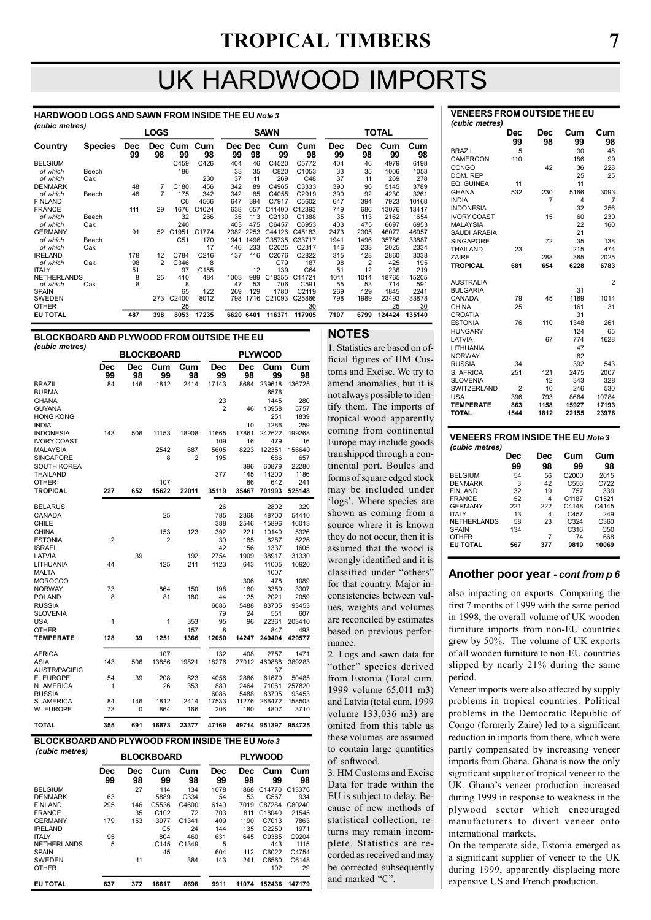# UK HARDWOOD IMPORTS

### HARDWOOD LOGS AND SAWN FROM INSIDE THE EU *Note 3*

*(cubic metres)*

| Country | Species | LOGS Dec 99 | Dec 98 | Cum 99 | Cum 98 | SAWN Dec 99 | Dec 98 | Cum 99 | Cum 98 | TOTAL Dec 99 | Dec 98 | Cum 99 | Cum 98 |
|---|---|---|---|---|---|---|---|---|---|---|---|---|---|
| BELGIUM | | | | C459 | C426 | 404 | 46 | C4520 | C5772 | 404 | 46 | 4979 | 6198 |
| *of which* | Beech | | | 186 | | 33 | 35 | C820 | C1053 | 33 | 35 | 1006 | 1053 |
| *of which* | Oak | | | | 230 | 37 | 11 | 269 | C48 | 37 | 11 | 269 | 278 |
| DENMARK | | 48 | 7 | C180 | 456 | 342 | 89 | C4965 | C3333 | 390 | 96 | 5145 | 3789 |
| *of which* | Beech | 48 | 7 | 175 | 342 | 342 | 85 | C4055 | C2919 | 390 | 92 | 4230 | 3261 |
| FINLAND | | | | C6 | 4566 | 647 | 394 | C7917 | C5602 | 647 | 394 | 7923 | 10168 |
| FRANCE | | 111 | 29 | 1676 | C1024 | 638 | 657 | C11400 | C12393 | 749 | 686 | 13076 | 13417 |
| *of which* | Beech | | | 32 | 266 | 35 | 113 | C2130 | C1388 | 35 | 113 | 2162 | 1654 |
| *of which* | Oak | | | 240 | | 403 | 475 | C6457 | C6953 | 403 | 475 | 6697 | 6953 |
| GERMANY | | 91 | 52 | C1951 | C1774 | 2382 | 2253 | C44126 | C45183 | 2473 | 2305 | 46077 | 46957 |
| *of which* | Beech | | | | 170 | 1941 | 1496 | C35735 | C33717 | 1941 | 1496 | 35786 | 33887 |
| *of which* | Oak | | | | 17 | 146 | 233 | C2025 | C2317 | 146 | 233 | 2025 | 2334 |
| IRELAND | | 178 | 12 | C784 | C216 | 137 | 116 | C2076 | C2822 | 315 | 128 | 2860 | 3038 |
| *of which* | Oak | 98 | 2 | C346 | 8 | | | C79 | 187 | 98 | 2 | 425 | 195 |
| ITALY | | 51 | | 97 | C155 | | 12 | 139 | C64 | 51 | 12 | 236 | 219 |
| NETHERLANDS | | 8 | 25 | 410 | 484 | 1003 | 989 | C18355 | C14721 | 1011 | 1014 | 18765 | 15205 |
| *of which* | Oak | 8 | | | 8 | 47 | 53 | 706 | C591 | 55 | 53 | 714 | 591 |
| SPAIN | | | | 65 | 122 | 269 | 129 | 1780 | C2119 | 269 | 129 | 1845 | 2241 |
| SWEDEN | | | 273 | C2400 | 8012 | 798 | 1716 | C21093 | C25866 | 798 | 1989 | 23493 | 33878 |
| OTHER | | | | 25 | | | | | 30 | | | 25 | 30 |
| **EU TOTAL** | | **487** | **398** | **8053** | **17235** | **6620** | **6401** | **116371** | **117905** | **7107** | **6799** | **124424** | **135140** |

### BLOCKBOARD AND PLYWOOD FROM OUTSIDE THE EU

*(cubic metres)*

| | BLOCKBOARD Dec 99 | Dec 98 | Cum 99 | Cum 98 | PLYWOOD Dec 99 | Dec 98 | Cum 99 | Cum 98 |
|---|---|---|---|---|---|---|---|---|
| BRAZIL | 84 | 146 | 1812 | 2414 | 17143 | 8684 | 239618 | 136725 |
| BURMA | | | | | | | 6576 | |
| GHANA | | | | | 23 | | 1445 | 280 |
| GUYANA | | | | | 2 | 46 | 10958 | 5757 |
| HONG KONG | | | | | | | 251 | 1839 |
| INDIA | | | | | | 10 | 1286 | 259 |
| INDONESIA | 143 | 506 | 11153 | 18908 | 11665 | 17861 | 242622 | 199268 |
| IVORY COAST | | | | | 109 | 16 | 479 | 16 |
| MALAYSIA | | | 2542 | 687 | 5605 | 8223 | 122351 | 156640 |
| SINGAPORE | | | 8 | 2 | 195 | | 686 | 657 |
| SOUTH KOREA | | | | | | 396 | 60879 | 22280 |
| THAILAND | | | | | 377 | 145 | 14200 | 1186 |
| OTHER | | | 107 | | | 86 | 642 | 241 |
| **TROPICAL** | **227** | **652** | **15622** | **22011** | **35119** | **35467** | **701993** | **525148** |
| BELARUS | | | | | 26 | | 2802 | 329 |
| CANADA | | | 25 | | 785 | 2368 | 48700 | 54410 |
| CHILE | | | | | 388 | 2546 | 15896 | 16013 |
| CHINA | | | 153 | 123 | 392 | 221 | 10140 | 5326 |
| ESTONIA | 2 | | 2 | | 30 | 185 | 6287 | 5226 |
| ISRAEL | | | | | 42 | 156 | 1337 | 1605 |
| LATVIA | | 39 | | 192 | 2754 | 1909 | 38917 | 31330 |
| LITHUANIA | 44 | | 125 | 211 | 1123 | 643 | 11005 | 10920 |
| MALTA | | | | | | | 1007 | |
| MOROCCO | | | | | | 306 | 478 | 1089 |
| NORWAY | 73 | | 864 | 150 | 198 | 180 | 3350 | 3307 |
| POLAND | 8 | | 81 | 180 | 44 | 125 | 2021 | 2059 |
| RUSSIA | | | | | 6086 | 5488 | 83705 | 93453 |
| SLOVENIA | | | | | 79 | 24 | 551 | 607 |
| USA | 1 | | 1 | 353 | 95 | 96 | 22361 | 203410 |
| OTHER | | | | 157 | 8 | | 847 | 493 |
| **TEMPERATE** | **128** | **39** | **1251** | **1366** | **12050** | **14247** | **249404** | **429577** |
| AFRICA | | | 107 | | 132 | 408 | 2757 | 1471 |
| ASIA | 143 | 506 | 13856 | 19821 | 18276 | 27012 | 460888 | 389283 |
| AUSTR/PACIFIC | | | | | | | 37 | |
| E. EUROPE | 54 | 39 | 208 | 623 | 4056 | 2886 | 61670 | 50485 |
| N. AMERICA | 1 | | 26 | 353 | 880 | 2464 | 71061 | 257820 |
| RUSSIA | | | | | 6086 | 5488 | 83705 | 93453 |
| S. AMERICA | 84 | 146 | 1812 | 2414 | 17533 | 11276 | 266472 | 158503 |
| W. EUROPE | 73 | 0 | 864 | 166 | 206 | 180 | 4807 | 3710 |
| **TOTAL** | **355** | **691** | **16873** | **23377** | **47169** | **49714** | **951397** | **954725** |

### BLOCKBOARD AND PLYWOOD FROM INSIDE THE EU *Note 3*

*(cubic metres)*

| | BLOCKBOARD Dec 99 | Dec 98 | Cum 99 | Cum 98 | PLYWOOD Dec 99 | Dec 98 | Cum 99 | Cum 98 |
|---|---|---|---|---|---|---|---|---|
| BELGIUM | | 27 | 114 | 134 | 1078 | 868 | C14770 | C13376 |
| DENMARK | 63 | | 5889 | C334 | 54 | 53 | C567 | 934 |
| FINLAND | 295 | 146 | C5536 | C4600 | 6140 | 7019 | C87284 | C80240 |
| FRANCE | | 35 | C102 | 72 | 703 | 811 | C18040 | 21545 |
| GERMANY | 179 | 153 | 3977 | C1341 | 409 | 1190 | C7013 | 7863 |
| IRELAND | | | C5 | 24 | 144 | 135 | C2250 | 1971 |
| ITALY | 95 | | 804 | 460 | 631 | 645 | C9385 | C9204 |
| NETHERLANDS | 5 | | C145 | C1349 | 5 | | 443 | 1115 |
| SPAIN | | | 45 | | 604 | 112 | C6022 | C4754 |
| SWEDEN | | 11 | | 384 | 143 | 241 | C6560 | C6148 |
| OTHER | | | | | | | 102 | 29 |
| **EU TOTAL** | **637** | **372** | **16617** | **8698** | **9911** | **11074** | **152436** | **147179** |

## NOTES

1. Statistics are based on official figures of HM Customs and Excise. We try to amend anomalies, but it is not always possible to identify them. The imports of tropical wood apparently coming from continental Europe may include goods transhipped through a continental port. Boules and forms of square edged stock may be included under 'logs'. Where species are shown as coming from a source where it is known they do not occur, then it is assumed that the wood is wrongly identified and it is classified under "others" for that country. Major inconsistencies between values, weights and volumes are reconciled by estimates based on previous performance.

2. Logs and sawn data for "other" species derived from Estonia (Total cum. 1999 volume 65,011 m3) and Latvia (total cum. 1999 volume 133,036 m3) are omited from this table as these volumes are assumed to contain large quantities of softwood.

3. HM Customs and Excise Data for trade within the EU is subject to delay. Because of new methods of statistical collection, returns may remain incomplete. Statistics are recorded as received and may be corrected subsequently and marked "C".

### VENEERS FROM OUTSIDE THE EU

*(cubic metres)*

| | Dec 99 | Dec 98 | Cum 99 | Cum 98 |
|---|---|---|---|---|
| BRAZIL | 5 | | 30 | 48 |
| CAMEROON | 110 | | 186 | 99 |
| CONGO | | 42 | 36 | 228 |
| DOM. REP | | | 25 | 25 |
| EQ. GUINEA | 11 | | 11 | |
| GHANA | 532 | 230 | 5166 | 3093 |
| INDIA | | 7 | 4 | 7 |
| INDONESIA | | | 32 | 256 |
| IVORY COAST | | 15 | 60 | 230 |
| MALAYSIA | | | 22 | 160 |
| SAUDI ARABIA | | | 21 | |
| SINGAPORE | | 72 | 35 | 138 |
| THAILAND | 23 | | 215 | 474 |
| ZAIRE | | 288 | 385 | 2025 |
| **TROPICAL** | **681** | **654** | **6228** | **6783** |
| AUSTRALIA | | | | 2 |
| BULGARIA | | | 31 | |
| CANADA | 79 | 45 | 1189 | 1014 |
| CHINA | 25 | | 161 | 31 |
| CROATIA | | | 31 | |
| ESTONIA | 76 | 110 | 1348 | 261 |
| HUNGARY | | | 124 | 65 |
| LATVIA | | 67 | 774 | 1628 |
| LITHUANIA | | | 47 | |
| NORWAY | | | 82 | |
| RUSSIA | 34 | | 392 | 543 |
| S. AFRICA | 251 | 121 | 2475 | 2007 |
| SLOVENIA | | 12 | 343 | 328 |
| SWITZERLAND | 2 | 10 | 246 | 530 |
| USA | 396 | 793 | 8684 | 10784 |
| **TEMPERATE** | **863** | **1158** | **15927** | **17193** |
| **TOTAL** | **1544** | **1812** | **22155** | **23976** |

### VENEERS FROM INSIDE THE EU *Note 3*

*(cubic metres)*

| | Dec 99 | Dec 98 | Cum 99 | Cum 98 |
|---|---|---|---|---|
| BELGIUM | 54 | 56 | C2000 | 2015 |
| DENMARK | 3 | 42 | C556 | C722 |
| FINLAND | 32 | 19 | 757 | 339 |
| FRANCE | 52 | 4 | C1187 | C1521 |
| GERMANY | 221 | 222 | C4148 | C4145 |
| ITALY | 13 | 4 | C457 | 249 |
| NETHERLANDS | 58 | 23 | C324 | C360 |
| SPAIN | 134 | | C316 | C50 |
| OTHER | | 7 | 74 | 668 |
| **EU TOTAL** | **567** | **377** | **9819** | **10069** |

## Another poor year *- cont from p 6*

also impacting on exports. Comparing the first 7 months of 1999 with the same period in 1998, the overall volume of UK wooden furniture imports from non-EU countries grew by 50%. The volume of UK exports of all wooden furniture to non-EU countries slipped by nearly 21% during the same period.

Veneer imports were also affected by supply problems in tropical countries. Political problems in the Democratic Republic of Congo (formerly Zaire) led to a significant reduction in imports from there, which were partly compensated by increasing veneer imports from Ghana. Ghana is now the only significant supplier of tropical veneer to the UK. Ghana's veneer production increased during 1999 in response to weakness in the plywood sector which encouraged manufacturers to divert veneer onto international markets.

On the temperate side, Estonia emerged as a significant supplier of veneer to the UK during 1999, apparently displacing more expensive US and French production.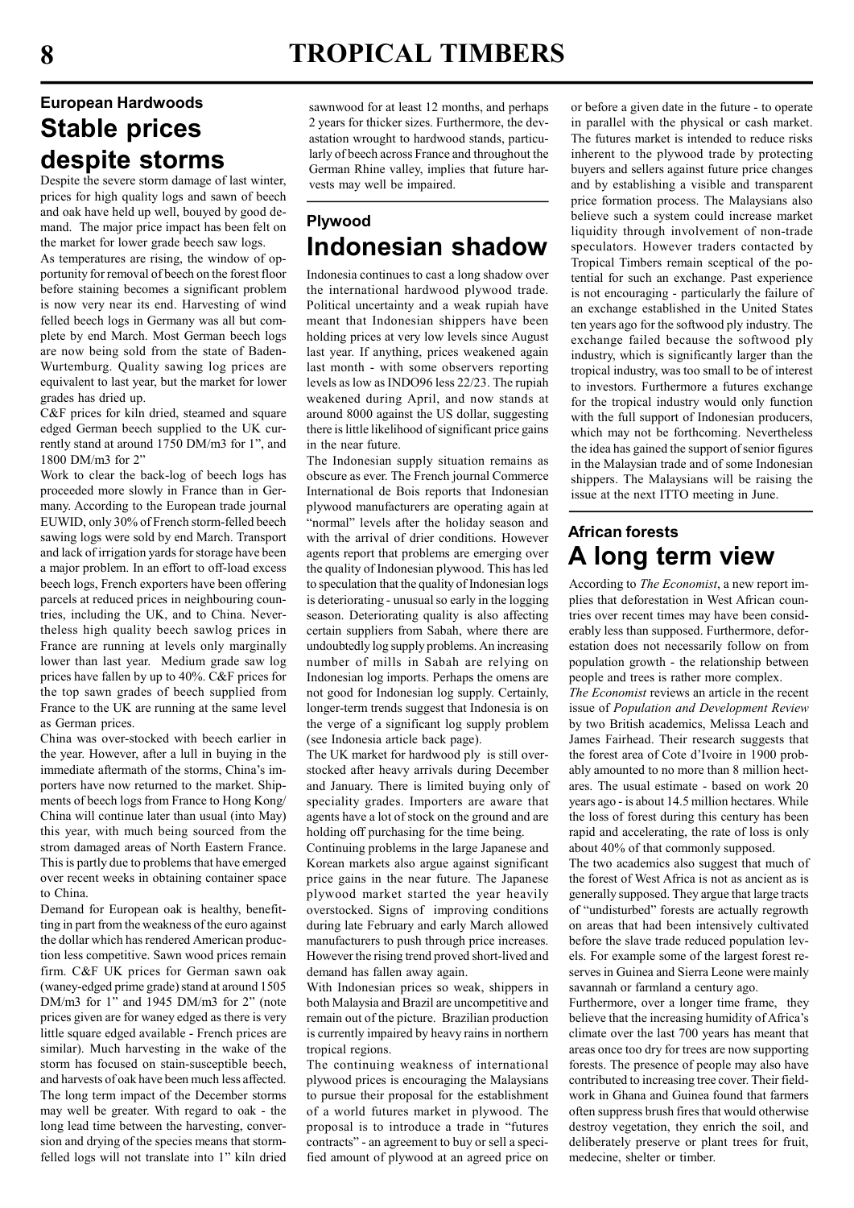## European Hardwoods

# Stable prices despite storms

Despite the severe storm damage of last winter, prices for high quality logs and sawn of beech and oak have held up well, bouyed by good demand. The major price impact has been felt on the market for lower grade beech saw logs.

As temperatures are rising, the window of opportunity for removal of beech on the forest floor before staining becomes a significant problem is now very near its end. Harvesting of wind felled beech logs in Germany was all but complete by end March. Most German beech logs are now being sold from the state of Baden-Wurtemburg. Quality sawing log prices are equivalent to last year, but the market for lower grades has dried up.

C&F prices for kiln dried, steamed and square edged German beech supplied to the UK currently stand at around 1750 DM/m3 for 1", and 1800 DM/m3 for 2"

Work to clear the back-log of beech logs has proceeded more slowly in France than in Germany. According to the European trade journal EUWID, only 30% of French storm-felled beech sawing logs were sold by end March. Transport and lack of irrigation yards for storage have been a major problem. In an effort to off-load excess beech logs, French exporters have been offering parcels at reduced prices in neighbouring countries, including the UK, and to China. Nevertheless high quality beech sawlog prices in France are running at levels only marginally lower than last year. Medium grade saw log prices have fallen by up to 40%. C&F prices for the top sawn grades of beech supplied from France to the UK are running at the same level as German prices.

China was over-stocked with beech earlier in the year. However, after a lull in buying in the immediate aftermath of the storms, China's importers have now returned to the market. Shipments of beech logs from France to Hong Kong/China will continue later than usual (into May) this year, with much being sourced from the strom damaged areas of North Eastern France. This is partly due to problems that have emerged over recent weeks in obtaining container space to China.

Demand for European oak is healthy, benefitting in part from the weakness of the euro against the dollar which has rendered American production less competitive. Sawn wood prices remain firm. C&F UK prices for German sawn oak (waney-edged prime grade) stand at around 1505 DM/m3 for 1" and 1945 DM/m3 for 2" (note prices given are for waney edged as there is very little square edged available - French prices are similar). Much harvesting in the wake of the storm has focused on stain-susceptible beech, and harvests of oak have been much less affected.

The long term impact of the December storms may well be greater. With regard to oak - the long lead time between the harvesting, conversion and drying of the species means that storm-felled logs will not translate into 1" kiln dried sawnwood for at least 12 months, and perhaps 2 years for thicker sizes. Furthermore, the devastation wrought to hardwood stands, particularly of beech across France and throughout the German Rhine valley, implies that future harvests may well be impaired.

## Plywood

# Indonesian shadow

Indonesia continues to cast a long shadow over the international hardwood plywood trade. Political uncertainty and a weak rupiah have meant that Indonesian shippers have been holding prices at very low levels since August last year. If anything, prices weakened again last month - with some observers reporting levels as low as INDO96 less 22/23. The rupiah weakened during April, and now stands at around 8000 against the US dollar, suggesting there is little likelihood of significant price gains in the near future.

The Indonesian supply situation remains as obscure as ever. The French journal Commerce International de Bois reports that Indonesian plywood manufacturers are operating again at "normal" levels after the holiday season and with the arrival of drier conditions. However agents report that problems are emerging over the quality of Indonesian plywood. This has led to speculation that the quality of Indonesian logs is deteriorating - unusual so early in the logging season. Deteriorating quality is also affecting certain suppliers from Sabah, where there are undoubtedly log supply problems. An increasing number of mills in Sabah are relying on Indonesian log imports. Perhaps the omens are not good for Indonesian log supply. Certainly, longer-term trends suggest that Indonesia is on the verge of a significant log supply problem (see Indonesia article back page).

The UK market for hardwood ply is still overstocked after heavy arrivals during December and January. There is limited buying only of speciality grades. Importers are aware that agents have a lot of stock on the ground and are holding off purchasing for the time being.

Continuing problems in the large Japanese and Korean markets also argue against significant price gains in the near future. The Japanese plywood market started the year heavily overstocked. Signs of improving conditions during late February and early March allowed manufacturers to push through price increases. However the rising trend proved short-lived and demand has fallen away again.

With Indonesian prices so weak, shippers in both Malaysia and Brazil are uncompetitive and remain out of the picture. Brazilian production is currently impaired by heavy rains in northern tropical regions.

The continuing weakness of international plywood prices is encouraging the Malaysians to pursue their proposal for the establishment of a world futures market in plywood. The proposal is to introduce a trade in "futures contracts" - an agreement to buy or sell a specified amount of plywood at an agreed price on or before a given date in the future - to operate in parallel with the physical or cash market. The futures market is intended to reduce risks inherent to the plywood trade by protecting buyers and sellers against future price changes and by establishing a visible and transparent price formation process. The Malaysians also believe such a system could increase market liquidity through involvement of non-trade speculators. However traders contacted by Tropical Timbers remain sceptical of the potential for such an exchange. Past experience is not encouraging - particularly the failure of an exchange established in the United States ten years ago for the softwood ply industry. The exchange failed because the softwood ply industry, which is significantly larger than the tropical industry, was too small to be of interest to investors. Furthermore a futures exchange for the tropical industry would only function with the full support of Indonesian producers, which may not be forthcoming. Nevertheless the idea has gained the support of senior figures in the Malaysian trade and of some Indonesian shippers. The Malaysians will be raising the issue at the next ITTO meeting in June.

## African forests

# A long term view

According to *The Economist*, a new report implies that deforestation in West African countries over recent times may have been considerably less than supposed. Furthermore, deforestation does not necessarily follow on from population growth - the relationship between people and trees is rather more complex.

*The Economist* reviews an article in the recent issue of *Population and Development Review* by two British academics, Melissa Leach and James Fairhead. Their research suggests that the forest area of Cote d'Ivoire in 1900 probably amounted to no more than 8 million hectares. The usual estimate - based on work 20 years ago - is about 14.5 million hectares. While the loss of forest during this century has been rapid and accelerating, the rate of loss is only about 40% of that commonly supposed.

The two academics also suggest that much of the forest of West Africa is not as ancient as is generally supposed. They argue that large tracts of "undisturbed" forests are actually regrowth on areas that had been intensively cultivated before the slave trade reduced population levels. For example some of the largest forest reserves in Guinea and Sierra Leone were mainly savannah or farmland a century ago.

Furthermore, over a longer time frame, they believe that the increasing humidity of Africa's climate over the last 700 years has meant that areas once too dry for trees are now supporting forests. The presence of people may also have contributed to increasing tree cover. Their fieldwork in Ghana and Guinea found that farmers often suppress brush fires that would otherwise destroy vegetation, they enrich the soil, and deliberately preserve or plant trees for fruit, medecine, shelter or timber.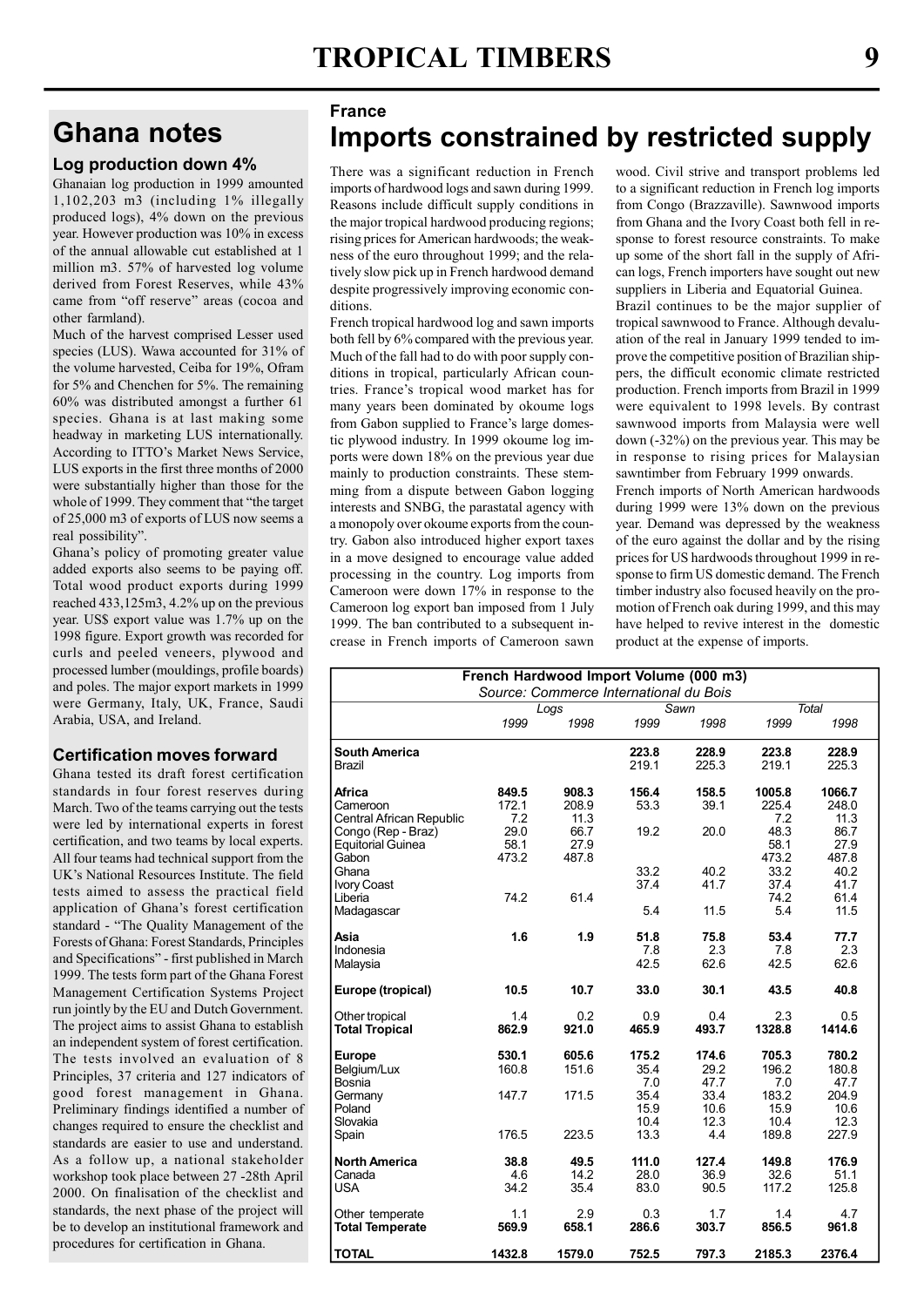## Ghana notes

### Log production down 4%

Ghanaian log production in 1999 amounted 1,102,203 m3 (including 1% illegally produced logs), 4% down on the previous year. However production was 10% in excess of the annual allowable cut established at 1 million m3. 57% of harvested log volume derived from Forest Reserves, while 43% came from "off reserve" areas (cocoa and other farmland).

Much of the harvest comprised Lesser used species (LUS). Wawa accounted for 31% of the volume harvested, Ceiba for 19%, Ofram for 5% and Chenchen for 5%. The remaining 60% was distributed amongst a further 61 species. Ghana is at last making some headway in marketing LUS internationally. According to ITTO's Market News Service, LUS exports in the first three months of 2000 were substantially higher than those for the whole of 1999. They comment that "the target of 25,000 m3 of exports of LUS now seems a real possibility".

Ghana's policy of promoting greater value added exports also seems to be paying off. Total wood product exports during 1999 reached 433,125m3, 4.2% up on the previous year. US$ export value was 1.7% up on the 1998 figure. Export growth was recorded for curls and peeled veneers, plywood and processed lumber (mouldings, profile boards) and poles. The major export markets in 1999 were Germany, Italy, UK, France, Saudi Arabia, USA, and Ireland.

### Certification moves forward

Ghana tested its draft forest certification standards in four forest reserves during March. Two of the teams carrying out the tests were led by international experts in forest certification, and two teams by local experts. All four teams had technical support from the UK's National Resources Institute. The field tests aimed to assess the practical field application of Ghana's forest certification standard - "The Quality Management of the Forests of Ghana: Forest Standards, Principles and Specifications" - first published in March 1999. The tests form part of the Ghana Forest Management Certification Systems Project run jointly by the EU and Dutch Government. The project aims to assist Ghana to establish an independent system of forest certification. The tests involved an evaluation of 8 Principles, 37 criteria and 127 indicators of good forest management in Ghana. Preliminary findings identified a number of changes required to ensure the checklist and standards are easier to use and understand. As a follow up, a national stakeholder workshop took place between 27 -28th April 2000. On finalisation of the checklist and standards, the next phase of the project will be to develop an institutional framework and procedures for certification in Ghana.

### France

## Imports constrained by restricted supply

There was a significant reduction in French imports of hardwood logs and sawn during 1999. Reasons include difficult supply conditions in the major tropical hardwood producing regions; rising prices for American hardwoods; the weakness of the euro throughout 1999; and the relatively slow pick up in French hardwood demand despite progressively improving economic conditions.

French tropical hardwood log and sawn imports both fell by 6% compared with the previous year. Much of the fall had to do with poor supply conditions in tropical, particularly African countries. France's tropical wood market has for many years been dominated by okoume logs from Gabon supplied to France's large domestic plywood industry. In 1999 okoume log imports were down 18% on the previous year due mainly to production constraints. These stemming from a dispute between Gabon logging interests and SNBG, the parastatal agency with a monopoly over okoume exports from the country. Gabon also introduced higher export taxes in a move designed to encourage value added processing in the country. Log imports from Cameroon were down 17% in response to the Cameroon log export ban imposed from 1 July 1999. The ban contributed to a subsequent increase in French imports of Cameroon sawn wood. Civil strive and transport problems led to a significant reduction in French log imports from Congo (Brazzaville). Sawnwood imports from Ghana and the Ivory Coast both fell in response to forest resource constraints. To make up some of the short fall in the supply of African logs, French importers have sought out new suppliers in Liberia and Equatorial Guinea.

Brazil continues to be the major supplier of tropical sawnwood to France. Although devaluation of the real in January 1999 tended to improve the competitive position of Brazilian shippers, the difficult economic climate restricted production. French imports from Brazil in 1999 were equivalent to 1998 levels. By contrast sawnwood imports from Malaysia were well down (-32%) on the previous year. This may be in response to rising prices for Malaysian sawntimber from February 1999 onwards.

French imports of North American hardwoods during 1999 were 13% down on the previous year. Demand was depressed by the weakness of the euro against the dollar and by the rising prices for US hardwoods throughout 1999 in response to firm US domestic demand. The French timber industry also focused heavily on the promotion of French oak during 1999, and this may have helped to revive interest in the domestic product at the expense of imports.

**French Hardwood Import Volume (000 m3)**
*Source: Commerce International du Bois*

| | Logs | | Sawn | | Total | |
|---|---|---|---|---|---|---|
| | 1999 | 1998 | 1999 | 1998 | 1999 | 1998 |
| **South America** | | | **223.8** | **228.9** | **223.8** | **228.9** |
| Brazil | | | 219.1 | 225.3 | 219.1 | 225.3 |
| **Africa** | **849.5** | **908.3** | **156.4** | **158.5** | **1005.8** | **1066.7** |
| Cameroon | 172.1 | 208.9 | 53.3 | 39.1 | 225.4 | 248.0 |
| Central African Republic | 7.2 | 11.3 | | | 7.2 | 11.3 |
| Congo (Rep - Braz) | 29.0 | 66.7 | 19.2 | 20.0 | 48.3 | 86.7 |
| Equitorial Guinea | 58.1 | 27.9 | | | 58.1 | 27.9 |
| Gabon | 473.2 | 487.8 | | | 473.2 | 487.8 |
| Ghana | | | 33.2 | 40.2 | 33.2 | 40.2 |
| Ivory Coast | | | 37.4 | 41.7 | 37.4 | 41.7 |
| Liberia | 74.2 | 61.4 | | | 74.2 | 61.4 |
| Madagascar | | | 5.4 | 11.5 | 5.4 | 11.5 |
| **Asia** | **1.6** | **1.9** | **51.8** | **75.8** | **53.4** | **77.7** |
| Indonesia | | | 7.8 | 2.3 | 7.8 | 2.3 |
| Malaysia | | | 42.5 | 62.6 | 42.5 | 62.6 |
| **Europe (tropical)** | **10.5** | **10.7** | **33.0** | **30.1** | **43.5** | **40.8** |
| Other tropical | 1.4 | 0.2 | 0.9 | 0.4 | 2.3 | 0.5 |
| **Total Tropical** | **862.9** | **921.0** | **465.9** | **493.7** | **1328.8** | **1414.6** |
| **Europe** | **530.1** | **605.6** | **175.2** | **174.6** | **705.3** | **780.2** |
| Belgium/Lux | 160.8 | 151.6 | 35.4 | 29.2 | 196.2 | 180.8 |
| Bosnia | | | 7.0 | 47.7 | 7.0 | 47.7 |
| Germany | 147.7 | 171.5 | 35.4 | 33.4 | 183.2 | 204.9 |
| Poland | | | 15.9 | 10.6 | 15.9 | 10.6 |
| Slovakia | | | 10.4 | 12.3 | 10.4 | 12.3 |
| Spain | 176.5 | 223.5 | 13.3 | 4.4 | 189.8 | 227.9 |
| **North America** | **38.8** | **49.5** | **111.0** | **127.4** | **149.8** | **176.9** |
| Canada | 4.6 | 14.2 | 28.0 | 36.9 | 32.6 | 51.1 |
| USA | 34.2 | 35.4 | 83.0 | 90.5 | 117.2 | 125.8 |
| Other temperate | 1.1 | 2.9 | 0.3 | 1.7 | 1.4 | 4.7 |
| **Total Temperate** | **569.9** | **658.1** | **286.6** | **303.7** | **856.5** | **961.8** |
| **TOTAL** | **1432.8** | **1579.0** | **752.5** | **797.3** | **2185.3** | **2376.4** |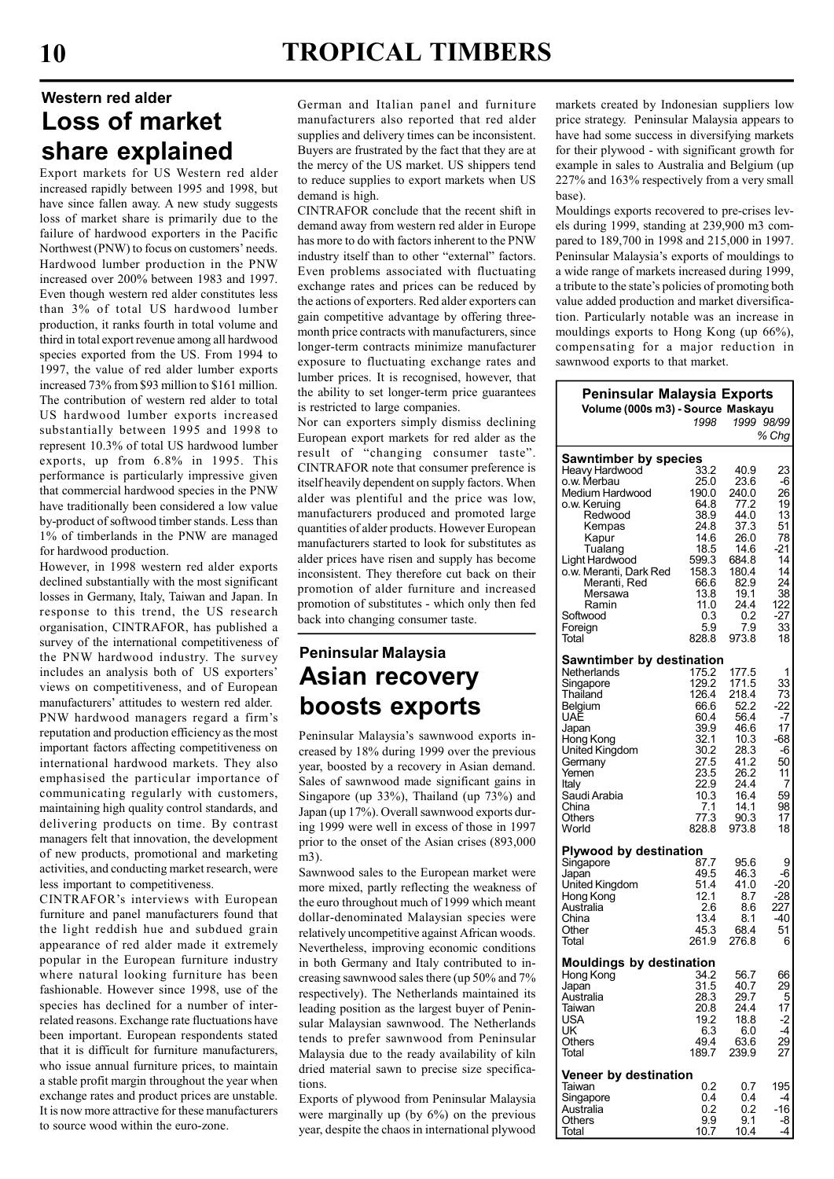## Western red alder

# Loss of market share explained

Export markets for US Western red alder increased rapidly between 1995 and 1998, but have since fallen away. A new study suggests loss of market share is primarily due to the failure of hardwood exporters in the Pacific Northwest (PNW) to focus on customers' needs. Hardwood lumber production in the PNW increased over 200% between 1983 and 1997. Even though western red alder constitutes less than 3% of total US hardwood lumber production, it ranks fourth in total volume and third in total export revenue among all hardwood species exported from the US. From 1994 to 1997, the value of red alder lumber exports increased 73% from $93 million to $161 million. The contribution of western red alder to total US hardwood lumber exports increased substantially between 1995 and 1998 to represent 10.3% of total US hardwood lumber exports, up from 6.8% in 1995. This performance is particularly impressive given that commercial hardwood species in the PNW have traditionally been considered a low value by-product of softwood timber stands. Less than 1% of timberlands in the PNW are managed for hardwood production.

However, in 1998 western red alder exports declined substantially with the most significant losses in Germany, Italy, Taiwan and Japan. In response to this trend, the US research organisation, CINTRAFOR, has published a survey of the international competitiveness of the PNW hardwood industry. The survey includes an analysis both of US exporters' views on competitiveness, and of European manufacturers' attitudes to western red alder.

PNW hardwood managers regard a firm's reputation and production efficiency as the most important factors affecting competitiveness on international hardwood markets. They also emphasised the particular importance of communicating regularly with customers, maintaining high quality control standards, and delivering products on time. By contrast managers felt that innovation, the development of new products, promotional and marketing activities, and conducting market research, were less important to competitiveness.

CINTRAFOR's interviews with European furniture and panel manufacturers found that the light reddish hue and subdued grain appearance of red alder made it extremely popular in the European furniture industry where natural looking furniture has been fashionable. However since 1998, use of the species has declined for a number of inter-related reasons. Exchange rate fluctuations have been important. European respondents stated that it is difficult for furniture manufacturers, who issue annual furniture prices, to maintain a stable profit margin throughout the year when exchange rates and product prices are unstable. It is now more attractive for these manufacturers to source wood within the euro-zone.

German and Italian panel and furniture manufacturers also reported that red alder supplies and delivery times can be inconsistent. Buyers are frustrated by the fact that they are at the mercy of the US market. US shippers tend to reduce supplies to export markets when US demand is high.

CINTRAFOR conclude that the recent shift in demand away from western red alder in Europe has more to do with factors inherent to the PNW industry itself than to other "external" factors. Even problems associated with fluctuating exchange rates and prices can be reduced by the actions of exporters. Red alder exporters can gain competitive advantage by offering three-month price contracts with manufacturers, since longer-term contracts minimize manufacturer exposure to fluctuating exchange rates and lumber prices. It is recognised, however, that the ability to set longer-term price guarantees is restricted to large companies.

Nor can exporters simply dismiss declining European export markets for red alder as the result of "changing consumer taste". CINTRAFOR note that consumer preference is itself heavily dependent on supply factors. When alder was plentiful and the price was low, manufacturers produced and promoted large quantities of alder products. However European manufacturers started to look for substitutes as alder prices have risen and supply has become inconsistent. They therefore cut back on their promotion of alder furniture and increased promotion of substitutes - which only then fed back into changing consumer taste.

## Peninsular Malaysia

# Asian recovery boosts exports

Peninsular Malaysia's sawnwood exports increased by 18% during 1999 over the previous year, boosted by a recovery in Asian demand. Sales of sawnwood made significant gains in Singapore (up 33%), Thailand (up 73%) and Japan (up 17%). Overall sawnwood exports during 1999 were well in excess of those in 1997 prior to the onset of the Asian crises (893,000 m3).

Sawnwood sales to the European market were more mixed, partly reflecting the weakness of the euro throughout much of 1999 which meant dollar-denominated Malaysian species were relatively uncompetitive against African woods. Nevertheless, improving economic conditions in both Germany and Italy contributed to increasing sawnwood sales there (up 50% and 7% respectively). The Netherlands maintained its leading position as the largest buyer of Peninsular Malaysian sawnwood. The Netherlands tends to prefer sawnwood from Peninsular Malaysia due to the ready availability of kiln dried material sawn to precise size specifications.

Exports of plywood from Peninsular Malaysia were marginally up (by 6%) on the previous year, despite the chaos in international plywood markets created by Indonesian suppliers low price strategy. Peninsular Malaysia appears to have had some success in diversifying markets for their plywood - with significant growth for example in sales to Australia and Belgium (up 227% and 163% respectively from a very small base).

Mouldings exports recovered to pre-crises levels during 1999, standing at 239,900 m3 compared to 189,700 in 1998 and 215,000 in 1997. Peninsular Malaysia's exports of mouldings to a wide range of markets increased during 1999, a tribute to the state's policies of promoting both value added production and market diversification. Particularly notable was an increase in mouldings exports to Hong Kong (up 66%), compensating for a major reduction in sawnwood exports to that market.

**Peninsular Malaysia Exports**
Volume (000s m3) - Source Maskayu

| | 1998 | 1999 | 98/99 % Chg |
|---|---|---|---|
| **Sawntimber by species** | | | |
| Heavy Hardwood | 33.2 | 40.9 | 23 |
| o.w. Merbau | 25.0 | 23.6 | -6 |
| Medium Hardwood | 190.0 | 240.0 | 26 |
| o.w. Keruing | 64.8 | 77.2 | 19 |
| Redwood | 38.9 | 44.0 | 13 |
| Kempas | 24.8 | 37.3 | 51 |
| Kapur | 14.6 | 26.0 | 78 |
| Tualang | 18.5 | 14.6 | -21 |
| Light Hardwood | 599.3 | 684.8 | 14 |
| o.w. Meranti, Dark Red | 158.3 | 180.4 | 14 |
| Meranti, Red | 66.6 | 82.9 | 24 |
| Mersawa | 13.8 | 19.1 | 38 |
| Ramin | 11.0 | 24.4 | 122 |
| Softwood | 0.3 | 0.2 | -27 |
| Foreign | 5.9 | 7.9 | 33 |
| Total | 828.8 | 973.8 | 18 |
| **Sawntimber by destination** | | | |
| Netherlands | 175.2 | 177.5 | 1 |
| Singapore | 129.2 | 171.5 | 33 |
| Thailand | 126.4 | 218.4 | 73 |
| Belgium | 66.6 | 52.2 | -22 |
| UAE | 60.4 | 56.4 | -7 |
| Japan | 39.9 | 46.6 | 17 |
| Hong Kong | 32.1 | 10.3 | -68 |
| United Kingdom | 30.2 | 28.3 | -6 |
| Germany | 27.5 | 41.2 | 50 |
| Yemen | 23.5 | 26.2 | 11 |
| Italy | 22.9 | 24.4 | 7 |
| Saudi Arabia | 10.3 | 16.4 | 59 |
| China | 7.1 | 14.1 | 98 |
| Others | 77.3 | 90.3 | 17 |
| World | 828.8 | 973.8 | 18 |
| **Plywood by destination** | | | |
| Singapore | 87.7 | 95.6 | 9 |
| Japan | 49.5 | 46.3 | -6 |
| United Kingdom | 51.4 | 41.0 | -20 |
| Hong Kong | 12.1 | 8.7 | -28 |
| Australia | 2.6 | 8.6 | 227 |
| China | 13.4 | 8.1 | -40 |
| Other | 45.3 | 68.4 | 51 |
| Total | 261.9 | 276.8 | 6 |
| **Mouldings by destination** | | | |
| Hong Kong | 34.2 | 56.7 | 66 |
| Japan | 31.5 | 40.7 | 29 |
| Australia | 28.3 | 29.7 | 5 |
| Taiwan | 20.8 | 24.4 | 17 |
| USA | 19.2 | 18.8 | -2 |
| UK | 6.3 | 6.0 | -4 |
| Others | 49.4 | 63.6 | 29 |
| Total | 189.7 | 239.9 | 27 |
| **Veneer by destination** | | | |
| Taiwan | 0.2 | 0.7 | 195 |
| Singapore | 0.4 | 0.4 | -4 |
| Australia | 0.2 | 0.2 | -16 |
| Others | 9.9 | 9.1 | -8 |
| Total | 10.7 | 10.4 | -4 |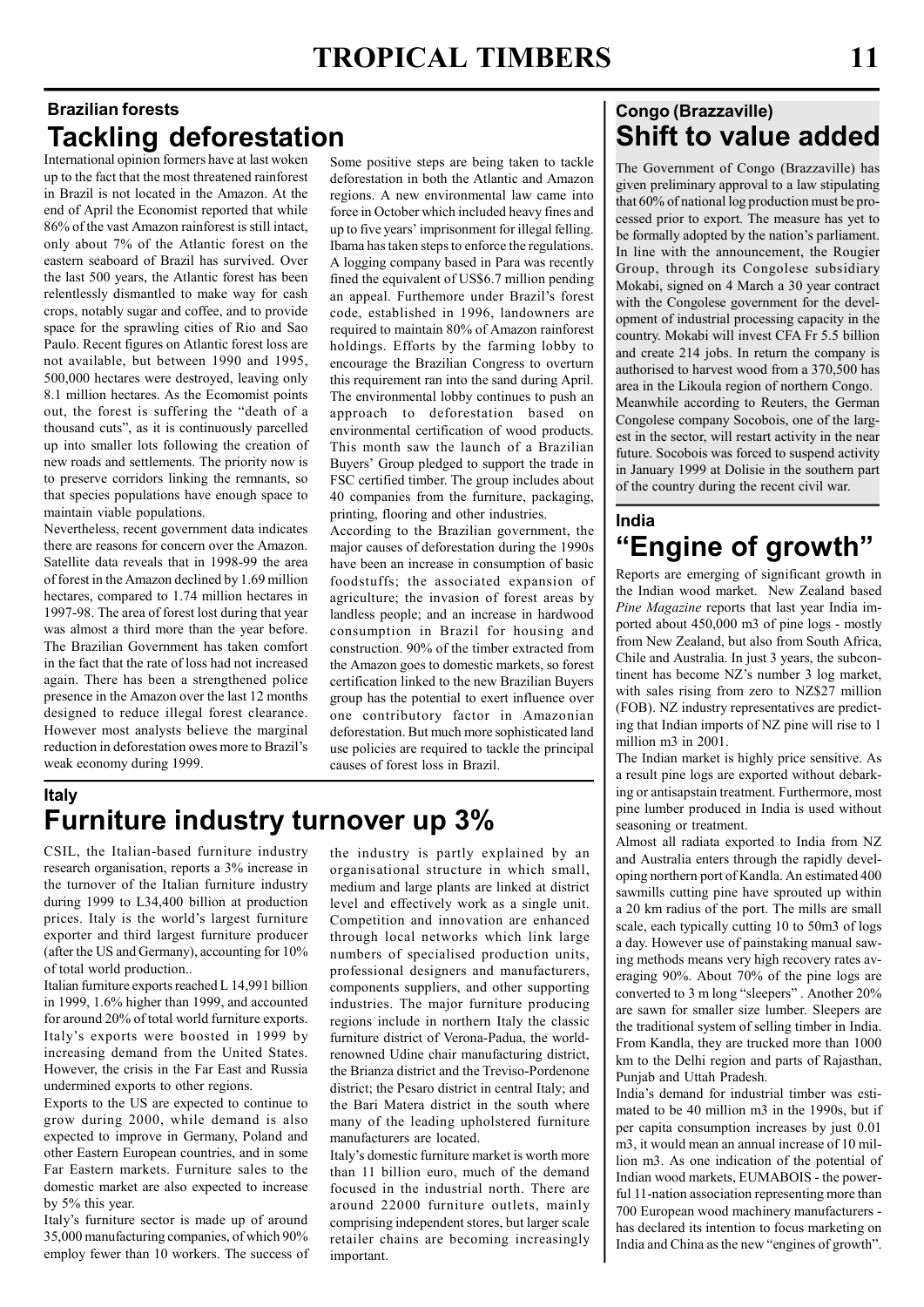# TROPICAL TIMBERS

### Brazilian forests

## Tackling deforestation

International opinion formers have at last woken up to the fact that the most threatened rainforest in Brazil is not located in the Amazon. At the end of April the Economist reported that while 86% of the vast Amazon rainforest is still intact, only about 7% of the Atlantic forest on the eastern seaboard of Brazil has survived. Over the last 500 years, the Atlantic forest has been relentlessly dismantled to make way for cash crops, notably sugar and coffee, and to provide space for the sprawling cities of Rio and Sao Paulo. Recent figures on Atlantic forest loss are not available, but between 1990 and 1995, 500,000 hectares were destroyed, leaving only 8.1 million hectares. As the Ecomomist points out, the forest is suffering the "death of a thousand cuts", as it is continuously parcelled up into smaller lots following the creation of new roads and settlements. The priority now is to preserve corridors linking the remnants, so that species populations have enough space to maintain viable populations.

Nevertheless, recent government data indicates there are reasons for concern over the Amazon. Satellite data reveals that in 1998-99 the area of forest in the Amazon declined by 1.69 million hectares, compared to 1.74 million hectares in 1997-98. The area of forest lost during that year was almost a third more than the year before. The Brazilian Government has taken comfort in the fact that the rate of loss had not increased again. There has been a strengthened police presence in the Amazon over the last 12 months designed to reduce illegal forest clearance. However most analysts believe the marginal reduction in deforestation owes more to Brazil's weak economy during 1999.

Some positive steps are being taken to tackle deforestation in both the Atlantic and Amazon regions. A new environmental law came into force in October which included heavy fines and up to five years' imprisonment for illegal felling. Ibama has taken steps to enforce the regulations. A logging company based in Para was recently fined the equivalent of US$6.7 million pending an appeal. Furthermore under Brazil's forest code, established in 1996, landowners are required to maintain 80% of Amazon rainforest holdings. Efforts by the farming lobby to encourage the Brazilian Congress to overturn this requirement ran into the sand during April. The environmental lobby continues to push an approach to deforestation based on environmental certification of wood products. This month saw the launch of a Brazilian Buyers' Group pledged to support the trade in FSC certified timber. The group includes about 40 companies from the furniture, packaging, printing, flooring and other industries.

According to the Brazilian government, the major causes of deforestation during the 1990s have been an increase in consumption of basic foodstuffs; the associated expansion of agriculture; the invasion of forest areas by landless people; and an increase in hardwood consumption in Brazil for housing and construction. 90% of the timber extracted from the Amazon goes to domestic markets, so forest certification linked to the new Brazilian Buyers group has the potential to exert influence over one contributory factor in Amazonian deforestation. But much more sophisticated land use policies are required to tackle the principal causes of forest loss in Brazil.

### Italy

## Furniture industry turnover up 3%

CSIL, the Italian-based furniture industry research organisation, reports a 3% increase in the turnover of the Italian furniture industry during 1999 to L34,400 billion at production prices. Italy is the world's largest furniture exporter and third largest furniture producer (after the US and Germany), accounting for 10% of total world production..

Italian furniture exports reached L 14,991 billion in 1999, 1.6% higher than 1999, and accounted for around 20% of total world furniture exports. Italy's exports were boosted in 1999 by increasing demand from the United States. However, the crisis in the Far East and Russia undermined exports to other regions.

Exports to the US are expected to continue to grow during 2000, while demand is also expected to improve in Germany, Poland and other Eastern European countries, and in some Far Eastern markets. Furniture sales to the domestic market are also expected to increase by 5% this year.

Italy's furniture sector is made up of around 35,000 manufacturing companies, of which 90% employ fewer than 10 workers. The success of the industry is partly explained by an organisational structure in which small, medium and large plants are linked at district level and effectively work as a single unit. Competition and innovation are enhanced through local networks which link large numbers of specialised production units, professional designers and manufacturers, components suppliers, and other supporting industries. The major furniture producing regions include in northern Italy the classic furniture district of Verona-Padua, the world-renowned Udine chair manufacturing district, the Brianza district and the Treviso-Pordenone district; the Pesaro district in central Italy; and the Bari Matera district in the south where many of the leading upholstered furniture manufacturers are located.

Italy's domestic furniture market is worth more than 11 billion euro, much of the demand focused in the industrial north. There are around 22000 furniture outlets, mainly comprising independent stores, but larger scale retailer chains are becoming increasingly important.

### Congo (Brazzaville)

## Shift to value added

The Government of Congo (Brazzaville) has given preliminary approval to a law stipulating that 60% of national log production must be processed prior to export. The measure has yet to be formally adopted by the nation's parliament. In line with the announcement, the Rougier Group, through its Congolese subsidiary Mokabi, signed on 4 March a 30 year contract with the Congolese government for the development of industrial processing capacity in the country. Mokabi will invest CFA Fr 5.5 billion and create 214 jobs. In return the company is authorised to harvest wood from a 370,500 has area in the Likoula region of northern Congo.

Meanwhile according to Reuters, the German Congolese company Socobois, one of the largest in the sector, will restart activity in the near future. Socobois was forced to suspend activity in January 1999 at Dolisie in the southern part of the country during the recent civil war.

### India

## "Engine of growth"

Reports are emerging of significant growth in the Indian wood market. New Zealand based *Pine Magazine* reports that last year India imported about 450,000 m3 of pine logs - mostly from New Zealand, but also from South Africa, Chile and Australia. In just 3 years, the subcontinent has become NZ's number 3 log market, with sales rising from zero to NZ$27 million (FOB). NZ industry representatives are predicting that Indian imports of NZ pine will rise to 1 million m3 in 2001.

The Indian market is highly price sensitive. As a result pine logs are exported without debarking or antisapstain treatment. Furthermore, most pine lumber produced in India is used without seasoning or treatment.

Almost all radiata exported to India from NZ and Australia enters through the rapidly developing northern port of Kandla. An estimated 400 sawmills cutting pine have sprouted up within a 20 km radius of the port. The mills are small scale, each typically cutting 10 to 50m3 of logs a day. However use of painstaking manual sawing methods means very high recovery rates averaging 90%. About 70% of the pine logs are converted to 3 m long "sleepers" . Another 20% are sawn for smaller size lumber. Sleepers are the traditional system of selling timber in India. From Kandla, they are trucked more than 1000 km to the Delhi region and parts of Rajasthan, Punjab and Uttah Pradesh.

India's demand for industrial timber was estimated to be 40 million m3 in the 1990s, but if per capita consumption increases by just 0.01 m3, it would mean an annual increase of 10 million m3. As one indication of the potential of Indian wood markets, EUMABOIS - the powerful 11-nation association representing more than 700 European wood machinery manufacturers - has declared its intention to focus marketing on India and China as the new "engines of growth".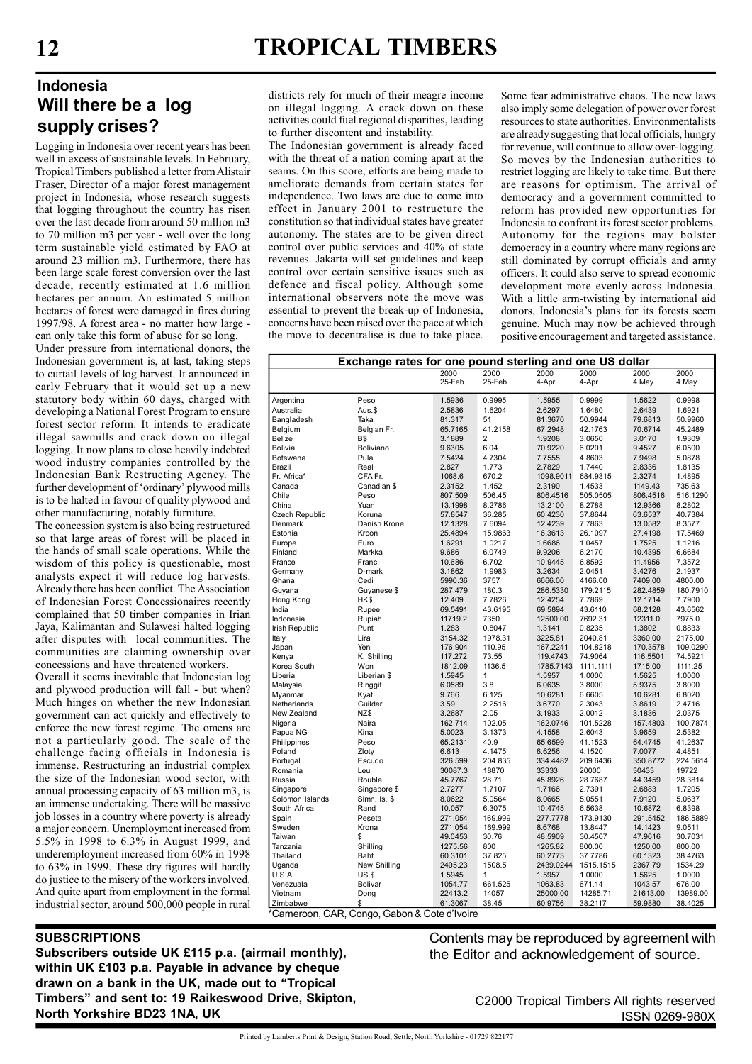## Indonesia

# Will there be a log supply crises?

Logging in Indonesia over recent years has been well in excess of sustainable levels. In February, Tropical Timbers published a letter from Alistair Fraser, Director of a major forest management project in Indonesia, whose research suggests that logging throughout the country has risen over the last decade from around 50 million m3 to 70 million m3 per year - well over the long term sustainable yield estimated by FAO at around 23 million m3. Furthermore, there has been large scale forest conversion over the last decade, recently estimated at 1.6 million hectares per annum. An estimated 5 million hectares of forest were damaged in fires during 1997/98. A forest area - no matter how large - can only take this form of abuse for so long.

Under pressure from international donors, the Indonesian government is, at last, taking steps to curtail levels of log harvest. It announced in early February that it would set up a new statutory body within 60 days, charged with developing a National Forest Program to ensure forest sector reform. It intends to eradicate illegal sawmills and crack down on illegal logging. It now plans to close heavily indebted wood industry companies controlled by the Indonesian Bank Restructing Agency. The further development of 'ordinary' plywood mills is to be halted in favour of quality plywood and other manufacturing, notably furniture.

The concession system is also being restructured so that large areas of forest will be placed in the hands of small scale operations. While the wisdom of this policy is questionable, most analysts expect it will reduce log harvests. Already there has been conflict. The Association of Indonesian Forest Concessionaires recently complained that 50 timber companies in Irian Jaya, Kalimantan and Sulawesi halted logging after disputes with local communities. The communities are claiming ownership over concessions and have threatened workers.

Overall it seems inevitable that Indonesian log and plywood production will fall - but when? Much hinges on whether the new Indonesian government can act quickly and effectively to enforce the new forest regime. The omens are not a particularly good. The scale of the challenge facing officials in Indonesia is immense. Restructuring an industrial complex the size of the Indonesian wood sector, with annual processing capacity of 63 million m3, is an immense undertaking. There will be massive job losses in a country where poverty is already a major concern. Unemployment increased from 5.5% in 1998 to 6.3% in August 1999, and underemployment increased from 60% in 1998 to 63% in 1999. These dry figures will hardly do justice to the misery of the workers involved. And quite apart from employment in the formal industrial sector, around 500,000 people in rural districts rely for much of their meagre income on illegal logging. A crack down on these activities could fuel regional disparities, leading to further discontent and instability.

The Indonesian government is already faced with the threat of a nation coming apart at the seams. On this score, efforts are being made to ameliorate demands from certain states for independence. Two laws are due to come into effect in January 2001 to restructure the constitution so that individual states have greater autonomy. The states are to be given direct control over public services and 40% of state revenues. Jakarta will set guidelines and keep control over certain sensitive issues such as defence and fiscal policy. Although some international observers note the move was essential to prevent the break-up of Indonesia, concerns have been raised over the pace at which the move to decentralise is due to take place.

Some fear administrative chaos. The new laws also imply some delegation of power over forest resources to state authorities. Environmentalists are already suggesting that local officials, hungry for revenue, will continue to allow over-logging. So moves by the Indonesian authorities to restrict logging are likely to take time. But there are reasons for optimism. The arrival of democracy and a government committed to reform has provided new opportunities for Indonesia to confront its forest sector problems. Autonomy for the regions may bolster democracy in a country where many regions are still dominated by corrupt officials and army officers. It could also serve to spread economic development more evenly across Indonesia. With a little arm-twisting by international aid donors, Indonesia's plans for its forests seem genuine. Much may now be achieved through positive encouragement and targeted assistance.

**Exchange rates for one pound sterling and one US dollar**

| | | 2000 25-Feb | 2000 25-Feb | 2000 4-Apr | 2000 4-Apr | 2000 4 May | 2000 4 May |
|---|---|---|---|---|---|---|---|
| Argentina | Peso | 1.5936 | 0.9995 | 1.5955 | 0.9999 | 1.5622 | 0.9998 |
| Australia | Aus.$ | 2.5836 | 1.6204 | 2.6297 | 1.6480 | 2.6439 | 1.6921 |
| Bangladesh | Taka | 81.317 | 51 | 81.3670 | 50.9944 | 79.6813 | 50.9960 |
| Belgium | Belgian Fr. | 65.7165 | 41.2158 | 67.2948 | 42.1763 | 70.6714 | 45.2489 |
| Belize | B$ | 3.1889 | 2 | 1.9208 | 3.0650 | 3.0170 | 1.9309 |
| Bolivia | Boliviano | 9.6305 | 6.04 | 70.9220 | 6.0201 | 9.4527 | 6.0500 |
| Botswana | Pula | 7.5424 | 4.7304 | 7.7555 | 4.8603 | 7.9498 | 5.0878 |
| Brazil | Real | 2.827 | 1.773 | 2.7829 | 1.7440 | 2.8336 | 1.8135 |
| Fr. Africa* | CFA Fr. | 1068.6 | 670.2 | 1098.9011 | 684.9315 | 2.3274 | 1.4895 |
| Canada | Canadian $ | 2.3152 | 1.452 | 2.3190 | 1.4533 | 1149.43 | 735.63 |
| Chile | Peso | 807.509 | 506.45 | 806.4516 | 505.0505 | 806.4516 | 516.1290 |
| China | Yuan | 13.1998 | 8.2786 | 13.2100 | 8.2788 | 12.9366 | 8.2802 |
| Czech Republic | Koruna | 57.8547 | 36.285 | 60.4230 | 37.8644 | 63.6537 | 40.7384 |
| Denmark | Danish Krone | 12.1328 | 7.6094 | 12.4239 | 7.7863 | 13.0582 | 8.3577 |
| Estonia | Kroon | 25.4894 | 15.9863 | 16.3613 | 26.1097 | 27.4198 | 17.5469 |
| Europe | Euro | 1.6291 | 1.0217 | 1.6686 | 1.0457 | 1.7525 | 1.1216 |
| Finland | Markka | 9.686 | 6.0749 | 9.9206 | 6.2170 | 10.4395 | 6.6684 |
| France | Franc | 10.686 | 6.702 | 10.9445 | 6.8592 | 11.4956 | 7.3572 |
| Germany | D-mark | 3.1862 | 1.9983 | 3.2634 | 2.0451 | 3.4276 | 2.1937 |
| Ghana | Cedi | 5990.36 | 3757 | 6666.00 | 4166.00 | 7409.00 | 4800.00 |
| Guyana | Guyanese $ | 287.479 | 180.3 | 286.5330 | 179.2115 | 282.4859 | 180.7910 |
| Hong Kong | HK$ | 12.409 | 7.7826 | 12.4254 | 7.7869 | 12.1714 | 7.7900 |
| India | Rupee | 69.5491 | 43.6195 | 69.5894 | 43.6110 | 68.2128 | 43.6562 |
| Indonesia | Rupiah | 11719.2 | 7350 | 12500.00 | 7692.31 | 12311.0 | 7975.0 |
| Irish Republic | Punt | 1.283 | 0.8047 | 1.3141 | 0.8235 | 1.3802 | 0.8833 |
| Italy | Lira | 3154.32 | 1978.31 | 3225.81 | 2040.81 | 3360.00 | 2175.00 |
| Japan | Yen | 176.904 | 110.95 | 167.2241 | 104.8218 | 170.3578 | 109.0290 |
| Kenya | K. Shilling | 117.272 | 73.55 | 119.4743 | 74.9064 | 116.5501 | 74.5921 |
| Korea South | Won | 1812.09 | 1136.5 | 1785.7143 | 1111.1111 | 1715.00 | 1111.25 |
| Liberia | Liberian $ | 1.5945 | 1 | 1.5957 | 1.0000 | 1.5625 | 1.0000 |
| Malaysia | Ringgit | 6.0589 | 3.8 | 6.0635 | 3.8000 | 5.9375 | 3.8000 |
| Myanmar | Kyat | 9.766 | 6.125 | 10.6281 | 6.6605 | 10.6281 | 6.8020 |
| Netherlands | Guilder | 3.59 | 2.2516 | 3.6770 | 2.3043 | 3.8619 | 2.4716 |
| New Zealand | NZ$ | 3.2687 | 2.05 | 3.1933 | 2.0012 | 3.1836 | 2.0375 |
| Nigeria | Naira | 162.714 | 102.05 | 162.0746 | 101.5228 | 157.4803 | 100.7874 |
| Papua NG | Kina | 5.0023 | 3.1373 | 4.1558 | 2.6043 | 3.9659 | 2.5382 |
| Philippines | Peso | 65.2131 | 40.9 | 65.6599 | 41.1523 | 64.4745 | 41.2637 |
| Poland | Zloty | 6.613 | 4.1475 | 6.6256 | 4.1520 | 7.0077 | 4.4851 |
| Portugal | Escudo | 326.599 | 204.835 | 334.4482 | 209.6436 | 350.8772 | 224.5614 |
| Romania | Leu | 30087.3 | 18870 | 33333 | 20000 | 30433 | 19722 |
| Russia | Rouble | 45.7767 | 28.71 | 45.8926 | 28.7687 | 44.3459 | 28.3814 |
| Singapore | Singapore $ | 2.7277 | 1.7107 | 1.7166 | 2.7391 | 2.6883 | 1.7205 |
| Solomon Islands | Slmn. Is. $ | 8.0622 | 5.0564 | 8.0665 | 5.0551 | 7.9120 | 5.0637 |
| South Africa | Rand | 10.057 | 6.3075 | 10.4745 | 6.5638 | 10.6872 | 6.8398 |
| Spain | Peseta | 271.054 | 169.999 | 277.7778 | 173.9130 | 291.5452 | 186.5889 |
| Sweden | Krona | 271.054 | 169.999 | 8.6768 | 13.8447 | 14.1423 | 9.0511 |
| Taiwan | $ | 49.0453 | 30.76 | 48.5909 | 30.4507 | 47.9616 | 30.7031 |
| Tanzania | Shilling | 1275.56 | 800 | 1265.82 | 800.00 | 1250.00 | 800.00 |
| Thailand | Baht | 60.3101 | 37.825 | 60.2773 | 37.7786 | 60.1323 | 38.4763 |
| Uganda | New Shilling | 2405.23 | 1508.5 | 2439.0244 | 1515.1515 | 2367.79 | 1534.29 |
| U.S.A | US $ | 1.5945 | 1 | 1.5957 | 1.0000 | 1.5625 | 1.0000 |
| Venezuela | Bolivar | 1054.77 | 661.525 | 1063.83 | 671.14 | 1043.57 | 676.00 |
| Vietnam | Dong | 22413.2 | 14057 | 25000.00 | 14285.71 | 21613.00 | 13989.00 |
| Zimbabwe | $ | 61.3067 | 38.45 | 60.9756 | 38.2117 | 59.9880 | 38.4025 |

*Cameroon, CAR, Congo, Gabon & Cote d'Ivoire

**SUBSCRIPTIONS**

**Subscribers outside UK £115 p.a. (airmail monthly), within UK £103 p.a. Payable in advance by cheque drawn on a bank in the UK, made out to "Tropical Timbers" and sent to: 19 Raikeswood Drive, Skipton, North Yorkshire BD23 1NA, UK**

Contents may be reproduced by agreement with the Editor and acknowledgement of source.

C2000 Tropical Timbers All rights reserved
ISSN 0269-980X

Printed by Lamberts Print & Design, Station Road, Settle, North Yorkshire - 01729 822177